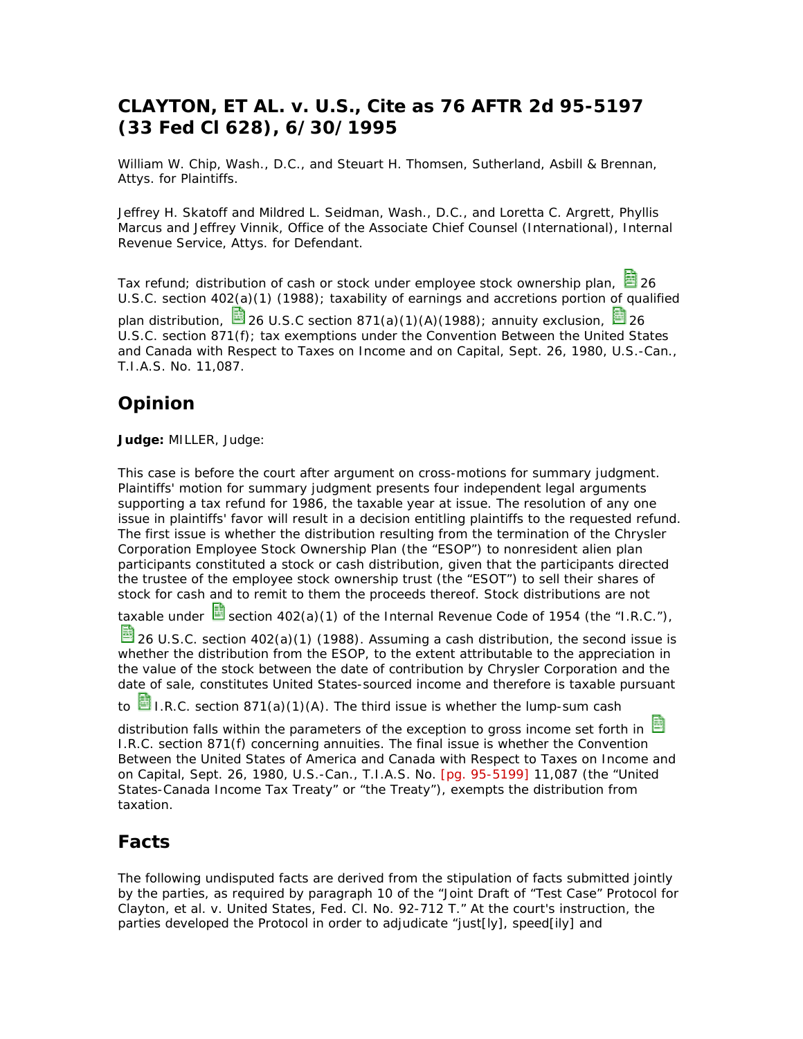# CLAYTON, ET AL. v. U.S., Cite as 76 AFTR 2d 95-5197 (33 Fed Cl 628), 6/30/1995

William W. Chip, Wash., D.C., and Steuart H. Thomsen, Sutherland, Asbill & Brennan, Attys. for Plaintiffs.

Jeffrey H. Skatoff and Mildred L. Seidman, Wash., D.C., and Loretta C. Argrett, Phyllis Marcus and Jeffrey Vinnik, Office of the Associate Chief Counsel (International), Internal Revenue Service, Attys. for Defendant.

Tax refund; distribution of cash or stock under employee stock ownership plan, 26 U.S.C. section 402(a)(1) (1988); taxability of earnings and accretions portion of qualified plan distribution, 26 U.S.C section 871(a)(1)(A)(1988); annuity exclusion, 26 U.S.C. section 871(f); tax exemptions under the Convention Between the United States and Canada with Respect to Taxes on Income and on Capital, Sept. 26, 1980, U.S.-Can., T.I.A.S. No. 11,087.

## Opinion

**Judge:** MILLER, Judge:

This case is before the court after argument on cross-motions for summary judgment. Plaintiffs' motion for summary judgment presents four independent legal arguments supporting a tax refund for 1986, the taxable year at issue. The resolution of any one issue in plaintiffs' favor will result in a decision entitling plaintiffs to the requested refund. The first issue is whether the distribution resulting from the termination of the Chrysler Corporation Employee Stock Ownership Plan (the "ESOP") to nonresident alien plan participants constituted a stock or cash distribution, given that the participants directed the trustee of the employee stock ownership trust (the "ESOT") to sell their shares of stock for cash and to remit to them the proceeds thereof. Stock distributions are not taxable under section 402(a)(1) of the Internal Revenue Code of 1954 (the "I.R.C."), 26 U.S.C. section 402(a)(1) (1988). Assuming a cash distribution, the second issue is whether the distribution from the ESOP, to the extent attributable to the appreciation in the value of the stock between the date of contribution by Chrysler Corporation and the date of sale, constitutes United States-sourced income and therefore is taxable pursuant to I.R.C. section 871(a)(1)(A). The third issue is whether the lump-sum cash distribution falls within the parameters of the exception to gross income set forth in I.R.C. section 871(f) concerning annuities. The final issue is whether the Convention Between the United States of America and Canada with Respect to Taxes on Income and on Capital, Sept. 26, 1980, U.S.-Can., T.I.A.S. No. [pg. 95-5199] 11,087 (the "United States-Canada Income Tax Treaty" or "the Treaty"), exempts the distribution from taxation.

## Facts

The following undisputed facts are derived from the stipulation of facts submitted jointly by the parties, as required by paragraph 10 of the "Joint Draft of "Test Case" Protocol for Clayton, et al. v. United States, Fed. Cl. No. 92-712 T." At the court's instruction, the parties developed the Protocol in order to adjudicate "just[ly], speed[ily] and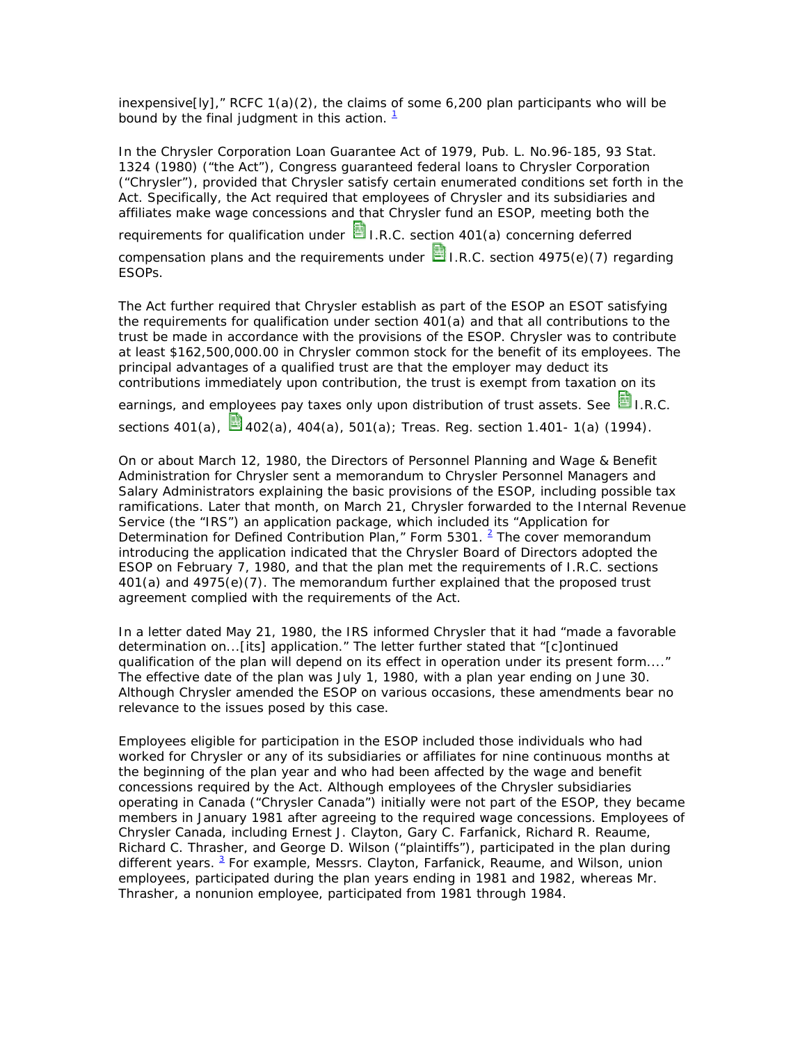inexpensive[ly]," RCFC 1(a)(2), the claims of some 6,200 plan participants who will be bound by the final judgment in this action. [1]

In the Chrysler Corporation Loan Guarantee Act of 1979, Pub. L. No.96-185, 93 Stat. 1324 (1980) ("the Act"), Congress guaranteed federal loans to Chrysler Corporation ("Chrysler"), provided that Chrysler satisfy certain enumerated conditions set forth in the Act. Specifically, the Act required that employees of Chrysler and its subsidiaries and affiliates make wage concessions and that Chrysler fund an ESOP, meeting both the requirements for qualification under I.R.C. section 401(a) concerning deferred compensation plans and the requirements under I.R.C. section 4975(e)(7) regarding ESOPs.

The Act further required that Chrysler establish as part of the ESOP an ESOT satisfying the requirements for qualification under section 401(a) and that all contributions to the trust be made in accordance with the provisions of the ESOP. Chrysler was to contribute at least $162,500,000.00 in Chrysler common stock for the benefit of its employees. The principal advantages of a qualified trust are that the employer may deduct its contributions immediately upon contribution, the trust is exempt from taxation on its earnings, and employees pay taxes only upon distribution of trust assets. See I.R.C. sections 401(a), 402(a), 404(a), 501(a); Treas. Reg. section 1.401- 1(a) (1994).

On or about March 12, 1980, the Directors of Personnel Planning and Wage & Benefit Administration for Chrysler sent a memorandum to Chrysler Personnel Managers and Salary Administrators explaining the basic provisions of the ESOP, including possible tax ramifications. Later that month, on March 21, Chrysler forwarded to the Internal Revenue Service (the "IRS") an application package, which included its "Application for Determination for Defined Contribution Plan," Form 5301. [2] The cover memorandum introducing the application indicated that the Chrysler Board of Directors adopted the ESOP on February 7, 1980, and that the plan met the requirements of I.R.C. sections 401(a) and 4975(e)(7). The memorandum further explained that the proposed trust agreement complied with the requirements of the Act.

In a letter dated May 21, 1980, the IRS informed Chrysler that it had "made a favorable determination on...[its] application." The letter further stated that "[c]ontinued qualification of the plan will depend on its effect in operation under its present form...." The effective date of the plan was July 1, 1980, with a plan year ending on June 30. Although Chrysler amended the ESOP on various occasions, these amendments bear no relevance to the issues posed by this case.

Employees eligible for participation in the ESOP included those individuals who had worked for Chrysler or any of its subsidiaries or affiliates for nine continuous months at the beginning of the plan year and who had been affected by the wage and benefit concessions required by the Act. Although employees of the Chrysler subsidiaries operating in Canada ("Chrysler Canada") initially were not part of the ESOP, they became members in January 1981 after agreeing to the required wage concessions. Employees of Chrysler Canada, including Ernest J. Clayton, Gary C. Farfanick, Richard R. Reaume, Richard C. Thrasher, and George D. Wilson ("plaintiffs"), participated in the plan during different years. [3] For example, Messrs. Clayton, Farfanick, Reaume, and Wilson, union employees, participated during the plan years ending in 1981 and 1982, whereas Mr. Thrasher, a nonunion employee, participated from 1981 through 1984.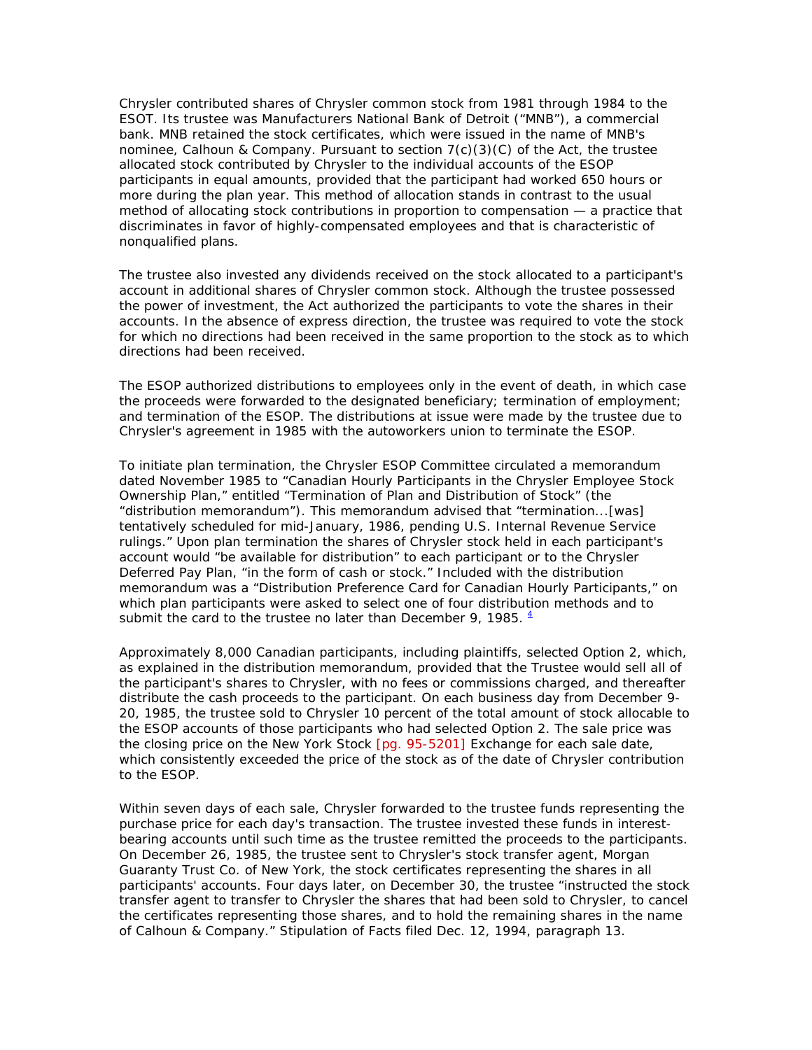Chrysler contributed shares of Chrysler common stock from 1981 through 1984 to the ESOT. Its trustee was Manufacturers National Bank of Detroit ("MNB"), a commercial bank. MNB retained the stock certificates, which were issued in the name of MNB's nominee, Calhoun & Company. Pursuant to section 7(c)(3)(C) of the Act, the trustee allocated stock contributed by Chrysler to the individual accounts of the ESOP participants in equal amounts, provided that the participant had worked 650 hours or more during the plan year. This method of allocation stands in contrast to the usual method of allocating stock contributions in proportion to compensation — a practice that discriminates in favor of highly-compensated employees and that is characteristic of nonqualified plans.

The trustee also invested any dividends received on the stock allocated to a participant's account in additional shares of Chrysler common stock. Although the trustee possessed the power of investment, the Act authorized the participants to vote the shares in their accounts. In the absence of express direction, the trustee was required to vote the stock for which no directions had been received in the same proportion to the stock as to which directions had been received.

The ESOP authorized distributions to employees only in the event of death, in which case the proceeds were forwarded to the designated beneficiary; termination of employment; and termination of the ESOP. The distributions at issue were made by the trustee due to Chrysler's agreement in 1985 with the autoworkers union to terminate the ESOP.

To initiate plan termination, the Chrysler ESOP Committee circulated a memorandum dated November 1985 to "Canadian Hourly Participants in the Chrysler Employee Stock Ownership Plan," entitled "Termination of Plan and Distribution of Stock" (the "distribution memorandum"). This memorandum advised that "termination...[was] tentatively scheduled for mid-January, 1986, pending U.S. Internal Revenue Service rulings." Upon plan termination the shares of Chrysler stock held in each participant's account would "be available for distribution" to each participant or to the Chrysler Deferred Pay Plan, "in the form of cash or stock." Included with the distribution memorandum was a "Distribution Preference Card for Canadian Hourly Participants," on which plan participants were asked to select one of four distribution methods and to submit the card to the trustee no later than December 9, 1985. [4]

Approximately 8,000 Canadian participants, including plaintiffs, selected Option 2, which, as explained in the distribution memorandum, provided that the Trustee would sell all of the participant's shares to Chrysler, with no fees or commissions charged, and thereafter distribute the cash proceeds to the participant. On each business day from December 9-20, 1985, the trustee sold to Chrysler 10 percent of the total amount of stock allocable to the ESOP accounts of those participants who had selected Option 2. The sale price was the closing price on the New York Stock [pg. 95-5201] Exchange for each sale date, which consistently exceeded the price of the stock as of the date of Chrysler contribution to the ESOP.

Within seven days of each sale, Chrysler forwarded to the trustee funds representing the purchase price for each day's transaction. The trustee invested these funds in interest-bearing accounts until such time as the trustee remitted the proceeds to the participants. On December 26, 1985, the trustee sent to Chrysler's stock transfer agent, Morgan Guaranty Trust Co. of New York, the stock certificates representing the shares in all participants' accounts. Four days later, on December 30, the trustee "instructed the stock transfer agent to transfer to Chrysler the shares that had been sold to Chrysler, to cancel the certificates representing those shares, and to hold the remaining shares in the name of Calhoun & Company." Stipulation of Facts filed Dec. 12, 1994, paragraph 13.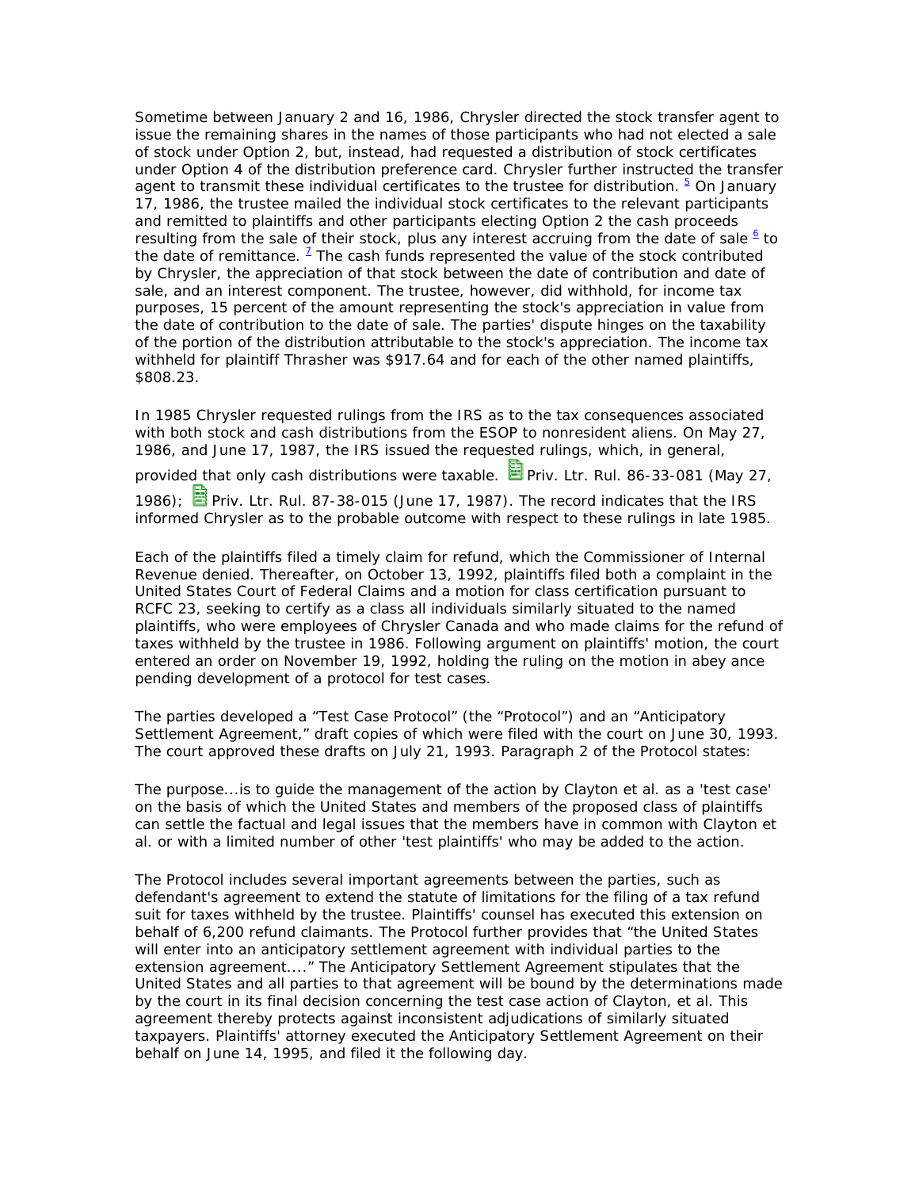Sometime between January 2 and 16, 1986, Chrysler directed the stock transfer agent to issue the remaining shares in the names of those participants who had not elected a sale of stock under Option 2, but, instead, had requested a distribution of stock certificates under Option 4 of the distribution preference card. Chrysler further instructed the transfer agent to transmit these individual certificates to the trustee for distribution. [5] On January 17, 1986, the trustee mailed the individual stock certificates to the relevant participants and remitted to plaintiffs and other participants electing Option 2 the cash proceeds resulting from the sale of their stock, plus any interest accruing from the date of sale [6] to the date of remittance. [7] The cash funds represented the value of the stock contributed by Chrysler, the appreciation of that stock between the date of contribution and date of sale, and an interest component. The trustee, however, did withhold, for income tax purposes, 15 percent of the amount representing the stock's appreciation in value from the date of contribution to the date of sale. The parties' dispute hinges on the taxability of the portion of the distribution attributable to the stock's appreciation. The income tax withheld for plaintiff Thrasher was $917.64 and for each of the other named plaintiffs, $808.23.

In 1985 Chrysler requested rulings from the IRS as to the tax consequences associated with both stock and cash distributions from the ESOP to nonresident aliens. On May 27, 1986, and June 17, 1987, the IRS issued the requested rulings, which, in general, provided that only cash distributions were taxable. Priv. Ltr. Rul. 86-33-081 (May 27, 1986); Priv. Ltr. Rul. 87-38-015 (June 17, 1987). The record indicates that the IRS informed Chrysler as to the probable outcome with respect to these rulings in late 1985.

Each of the plaintiffs filed a timely claim for refund, which the Commissioner of Internal Revenue denied. Thereafter, on October 13, 1992, plaintiffs filed both a complaint in the United States Court of Federal Claims and a motion for class certification pursuant to RCFC 23, seeking to certify as a class all individuals similarly situated to the named plaintiffs, who were employees of Chrysler Canada and who made claims for the refund of taxes withheld by the trustee in 1986. Following argument on plaintiffs' motion, the court entered an order on November 19, 1992, holding the ruling on the motion in abey ance pending development of a protocol for test cases.

The parties developed a "Test Case Protocol" (the "Protocol") and an "Anticipatory Settlement Agreement," draft copies of which were filed with the court on June 30, 1993. The court approved these drafts on July 21, 1993. Paragraph 2 of the Protocol states:

The purpose...is to guide the management of the action by Clayton et al. as a 'test case' on the basis of which the United States and members of the proposed class of plaintiffs can settle the factual and legal issues that the members have in common with Clayton et al. or with a limited number of other 'test plaintiffs' who may be added to the action.

The Protocol includes several important agreements between the parties, such as defendant's agreement to extend the statute of limitations for the filing of a tax refund suit for taxes withheld by the trustee. Plaintiffs' counsel has executed this extension on behalf of 6,200 refund claimants. The Protocol further provides that "the United States will enter into an anticipatory settlement agreement with individual parties to the extension agreement...." The Anticipatory Settlement Agreement stipulates that the United States and all parties to that agreement will be bound by the determinations made by the court in its final decision concerning the test case action of Clayton, et al. This agreement thereby protects against inconsistent adjudications of similarly situated taxpayers. Plaintiffs' attorney executed the Anticipatory Settlement Agreement on their behalf on June 14, 1995, and filed it the following day.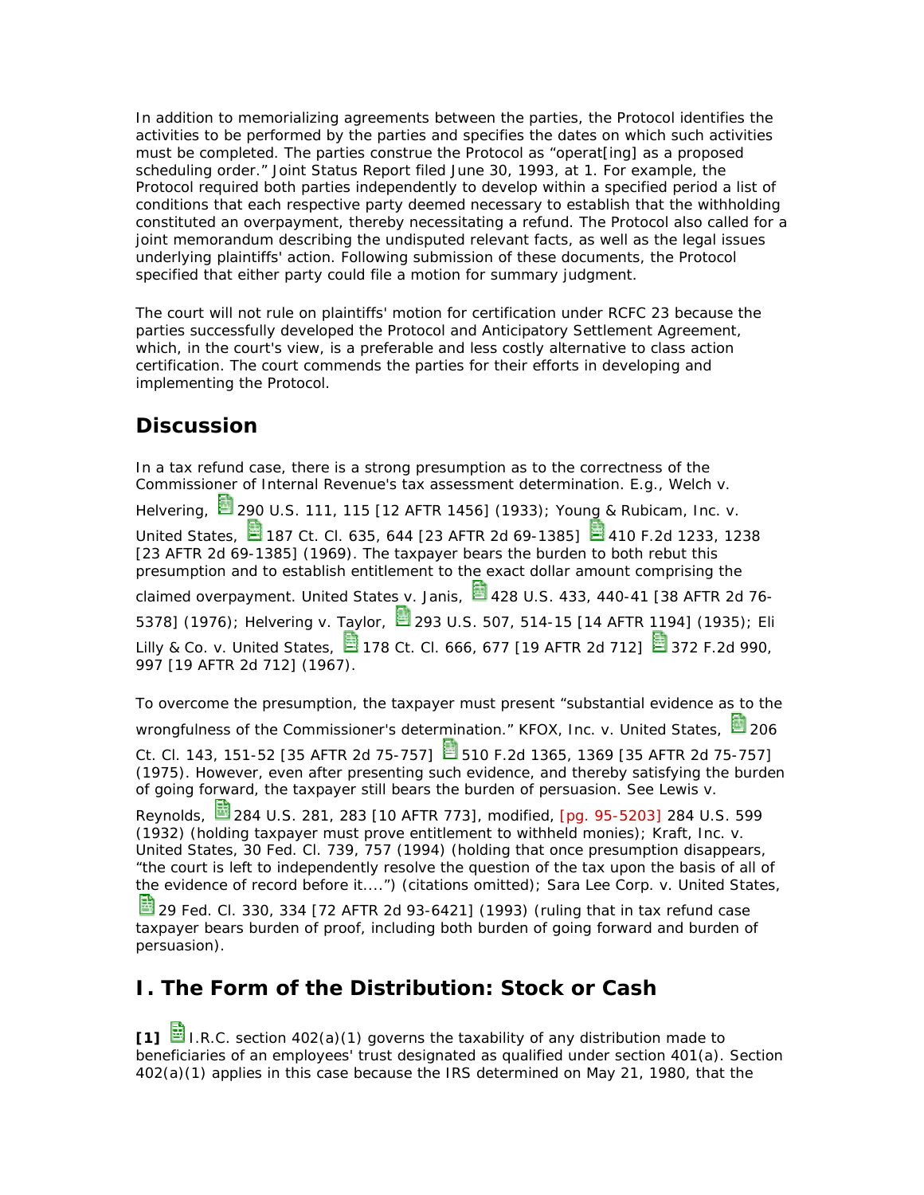In addition to memorializing agreements between the parties, the Protocol identifies the activities to be performed by the parties and specifies the dates on which such activities must be completed. The parties construe the Protocol as "operat[ing] as a proposed scheduling order." Joint Status Report filed June 30, 1993, at 1. For example, the Protocol required both parties independently to develop within a specified period a list of conditions that each respective party deemed necessary to establish that the withholding constituted an overpayment, thereby necessitating a refund. The Protocol also called for a joint memorandum describing the undisputed relevant facts, as well as the legal issues underlying plaintiffs' action. Following submission of these documents, the Protocol specified that either party could file a motion for summary judgment.

The court will not rule on plaintiffs' motion for certification under RCFC 23 because the parties successfully developed the Protocol and Anticipatory Settlement Agreement, which, in the court's view, is a preferable and less costly alternative to class action certification. The court commends the parties for their efforts in developing and implementing the Protocol.

## Discussion

In a tax refund case, there is a strong presumption as to the correctness of the Commissioner of Internal Revenue's tax assessment determination. E.g., Welch v. Helvering, 290 U.S. 111, 115 [12 AFTR 1456] (1933); Young & Rubicam, Inc. v. United States, 187 Ct. Cl. 635, 644 [23 AFTR 2d 69-1385] 410 F.2d 1233, 1238 [23 AFTR 2d 69-1385] (1969). The taxpayer bears the burden to both rebut this presumption and to establish entitlement to the exact dollar amount comprising the claimed overpayment. United States v. Janis, 428 U.S. 433, 440-41 [38 AFTR 2d 76-5378] (1976); Helvering v. Taylor, 293 U.S. 507, 514-15 [14 AFTR 1194] (1935); Eli Lilly & Co. v. United States, 178 Ct. Cl. 666, 677 [19 AFTR 2d 712] 372 F.2d 990, 997 [19 AFTR 2d 712] (1967).

To overcome the presumption, the taxpayer must present "substantial evidence as to the wrongfulness of the Commissioner's determination." KFOX, Inc. v. United States, 206 Ct. Cl. 143, 151-52 [35 AFTR 2d 75-757] 510 F.2d 1365, 1369 [35 AFTR 2d 75-757] (1975). However, even after presenting such evidence, and thereby satisfying the burden of going forward, the taxpayer still bears the burden of persuasion. See Lewis v. Reynolds, 284 U.S. 281, 283 [10 AFTR 773], modified, [pg. 95-5203] 284 U.S. 599 (1932) (holding taxpayer must prove entitlement to withheld monies); Kraft, Inc. v. United States, 30 Fed. Cl. 739, 757 (1994) (holding that once presumption disappears, "the court is left to independently resolve the question of the tax upon the basis of all of the evidence of record before it....") (citations omitted); Sara Lee Corp. v. United States, 29 Fed. Cl. 330, 334 [72 AFTR 2d 93-6421] (1993) (ruling that in tax refund case taxpayer bears burden of proof, including both burden of going forward and burden of persuasion).

## I. The Form of the Distribution: Stock or Cash

**[1]** I.R.C. section 402(a)(1) governs the taxability of any distribution made to beneficiaries of an employees' trust designated as qualified under section 401(a). Section 402(a)(1) applies in this case because the IRS determined on May 21, 1980, that the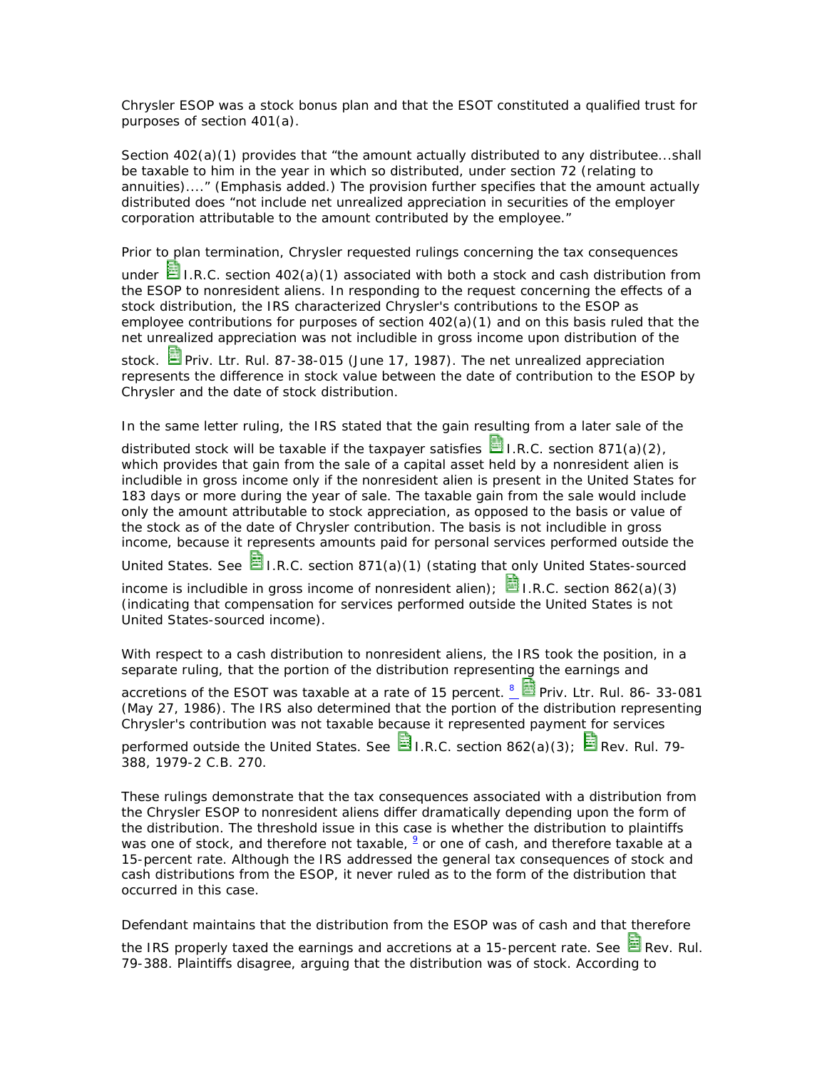Chrysler ESOP was a stock bonus plan and that the ESOT constituted a qualified trust for purposes of section 401(a).

Section 402(a)(1) provides that "the amount actually distributed to any distributee...shall be taxable to him in the year in which so distributed, under section 72 (relating to annuities)...." (Emphasis added.) The provision further specifies that the amount actually distributed does "not include net unrealized appreciation in securities of the employer corporation attributable to the amount contributed by the employee."

Prior to plan termination, Chrysler requested rulings concerning the tax consequences under I.R.C. section 402(a)(1) associated with both a stock and cash distribution from the ESOP to nonresident aliens. In responding to the request concerning the effects of a stock distribution, the IRS characterized Chrysler's contributions to the ESOP as employee contributions for purposes of section 402(a)(1) and on this basis ruled that the net unrealized appreciation was not includible in gross income upon distribution of the stock. Priv. Ltr. Rul. 87-38-015 (June 17, 1987). The net unrealized appreciation represents the difference in stock value between the date of contribution to the ESOP by Chrysler and the date of stock distribution.

In the same letter ruling, the IRS stated that the gain resulting from a later sale of the distributed stock will be taxable if the taxpayer satisfies I.R.C. section 871(a)(2), which provides that gain from the sale of a capital asset held by a nonresident alien is includible in gross income only if the nonresident alien is present in the United States for 183 days or more during the year of sale. The taxable gain from the sale would include only the amount attributable to stock appreciation, as opposed to the basis or value of the stock as of the date of Chrysler contribution. The basis is not includible in gross income, because it represents amounts paid for personal services performed outside the United States. See I.R.C. section 871(a)(1) (stating that only United States-sourced income is includible in gross income of nonresident alien); I.R.C. section 862(a)(3) (indicating that compensation for services performed outside the United States is not United States-sourced income).

With respect to a cash distribution to nonresident aliens, the IRS took the position, in a separate ruling, that the portion of the distribution representing the earnings and accretions of the ESOT was taxable at a rate of 15 percent. [8] Priv. Ltr. Rul. 86- 33-081 (May 27, 1986). The IRS also determined that the portion of the distribution representing Chrysler's contribution was not taxable because it represented payment for services performed outside the United States. See I.R.C. section 862(a)(3); Rev. Rul. 79-388, 1979-2 C.B. 270.

These rulings demonstrate that the tax consequences associated with a distribution from the Chrysler ESOP to nonresident aliens differ dramatically depending upon the form of the distribution. The threshold issue in this case is whether the distribution to plaintiffs was one of stock, and therefore not taxable, [9] or one of cash, and therefore taxable at a 15-percent rate. Although the IRS addressed the general tax consequences of stock and cash distributions from the ESOP, it never ruled as to the form of the distribution that occurred in this case.

Defendant maintains that the distribution from the ESOP was of cash and that therefore the IRS properly taxed the earnings and accretions at a 15-percent rate. See Rev. Rul. 79-388. Plaintiffs disagree, arguing that the distribution was of stock. According to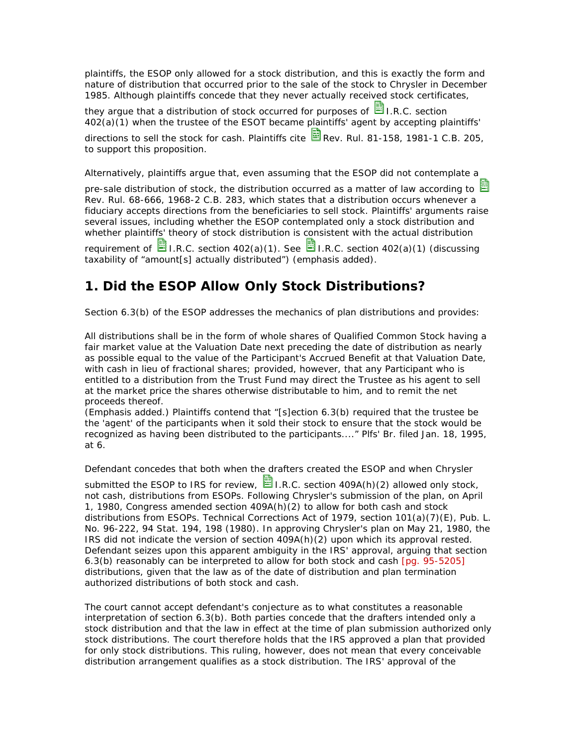plaintiffs, the ESOP only allowed for a stock distribution, and this is exactly the form and nature of distribution that occurred prior to the sale of the stock to Chrysler in December 1985. Although plaintiffs concede that they never actually received stock certificates, they argue that a distribution of stock occurred for purposes of I.R.C. section 402(a)(1) when the trustee of the ESOT became plaintiffs' agent by accepting plaintiffs' directions to sell the stock for cash. Plaintiffs cite Rev. Rul. 81-158, 1981-1 C.B. 205, to support this proposition.

Alternatively, plaintiffs argue that, even assuming that the ESOP did not contemplate a pre-sale distribution of stock, the distribution occurred as a matter of law according to Rev. Rul. 68-666, 1968-2 C.B. 283, which states that a distribution occurs whenever a fiduciary accepts directions from the beneficiaries to sell stock. Plaintiffs' arguments raise several issues, including whether the ESOP contemplated only a stock distribution and whether plaintiffs' theory of stock distribution is consistent with the actual distribution requirement of I.R.C. section 402(a)(1). See I.R.C. section 402(a)(1) (discussing taxability of "amount[s] actually distributed") (emphasis added).

## 1. Did the ESOP Allow Only Stock Distributions?

Section 6.3(b) of the ESOP addresses the mechanics of plan distributions and provides:

All distributions shall be in the form of whole shares of Qualified Common Stock having a fair market value at the Valuation Date next preceding the date of distribution as nearly as possible equal to the value of the Participant's Accrued Benefit at that Valuation Date, with cash in lieu of fractional shares; provided, however, that any Participant who is entitled to a distribution from the Trust Fund may direct the Trustee as his agent to sell at the market price the shares otherwise distributable to him, and to remit the net proceeds thereof.
(Emphasis added.) Plaintiffs contend that "[s]ection 6.3(b) required that the trustee be the 'agent' of the participants when it sold their stock to ensure that the stock would be recognized as having been distributed to the participants...." Plfs' Br. filed Jan. 18, 1995, at 6.

Defendant concedes that both when the drafters created the ESOP and when Chrysler submitted the ESOP to IRS for review, I.R.C. section 409A(h)(2) allowed only stock, not cash, distributions from ESOPs. Following Chrysler's submission of the plan, on April 1, 1980, Congress amended section 409A(h)(2) to allow for both cash and stock distributions from ESOPs. Technical Corrections Act of 1979, section 101(a)(7)(E), Pub. L. No. 96-222, 94 Stat. 194, 198 (1980). In approving Chrysler's plan on May 21, 1980, the IRS did not indicate the version of section 409A(h)(2) upon which its approval rested. Defendant seizes upon this apparent ambiguity in the IRS' approval, arguing that section 6.3(b) reasonably can be interpreted to allow for both stock and cash [pg. 95-5205] distributions, given that the law as of the date of distribution and plan termination authorized distributions of both stock and cash.

The court cannot accept defendant's conjecture as to what constitutes a reasonable interpretation of section 6.3(b). Both parties concede that the drafters intended only a stock distribution and that the law in effect at the time of plan submission authorized only stock distributions. The court therefore holds that the IRS approved a plan that provided for only stock distributions. This ruling, however, does not mean that every conceivable distribution arrangement qualifies as a stock distribution. The IRS' approval of the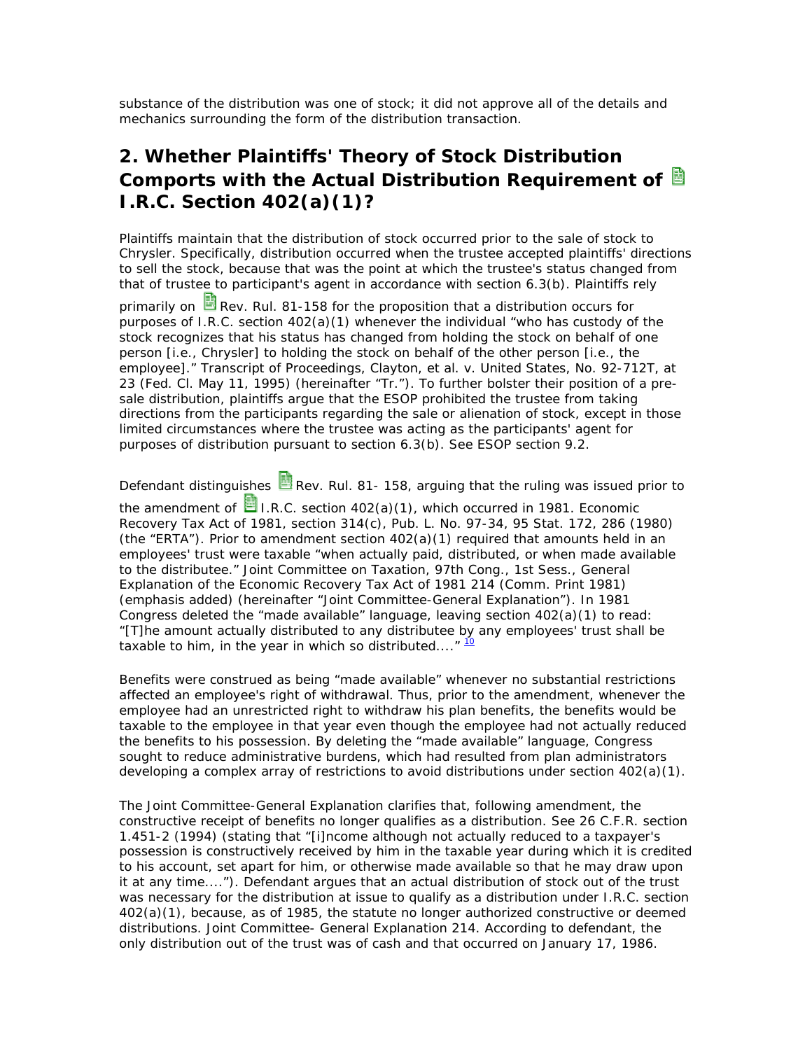substance of the distribution was one of stock; it did not approve all of the details and mechanics surrounding the form of the distribution transaction.

## 2. Whether Plaintiffs' Theory of Stock Distribution Comports with the Actual Distribution Requirement of I.R.C. Section 402(a)(1)?

Plaintiffs maintain that the distribution of stock occurred prior to the sale of stock to Chrysler. Specifically, distribution occurred when the trustee accepted plaintiffs' directions to sell the stock, because that was the point at which the trustee's status changed from that of trustee to participant's agent in accordance with section 6.3(b). Plaintiffs rely primarily on Rev. Rul. 81-158 for the proposition that a distribution occurs for purposes of I.R.C. section 402(a)(1) whenever the individual "who has custody of the stock recognizes that his status has changed from holding the stock on behalf of one person [i.e., Chrysler] to holding the stock on behalf of the other person [i.e., the employee]." Transcript of Proceedings, Clayton, et al. v. United States, No. 92-712T, at 23 (Fed. Cl. May 11, 1995) (hereinafter "Tr."). To further bolster their position of a pre-sale distribution, plaintiffs argue that the ESOP prohibited the trustee from taking directions from the participants regarding the sale or alienation of stock, except in those limited circumstances where the trustee was acting as the participants' agent for purposes of distribution pursuant to section 6.3(b). See ESOP section 9.2.

Defendant distinguishes Rev. Rul. 81- 158, arguing that the ruling was issued prior to the amendment of I.R.C. section 402(a)(1), which occurred in 1981. Economic Recovery Tax Act of 1981, section 314(c), Pub. L. No. 97-34, 95 Stat. 172, 286 (1980) (the "ERTA"). Prior to amendment section 402(a)(1) required that amounts held in an employees' trust were taxable "when actually paid, distributed, or when made available to the distributee." Joint Committee on Taxation, 97th Cong., 1st Sess., General Explanation of the Economic Recovery Tax Act of 1981 214 (Comm. Print 1981) (emphasis added) (hereinafter "Joint Committee-General Explanation"). In 1981 Congress deleted the "made available" language, leaving section 402(a)(1) to read: "[T]he amount actually distributed to any distributee by any employees' trust shall be taxable to him, in the year in which so distributed...." [10]

Benefits were construed as being "made available" whenever no substantial restrictions affected an employee's right of withdrawal. Thus, prior to the amendment, whenever the employee had an unrestricted right to withdraw his plan benefits, the benefits would be taxable to the employee in that year even though the employee had not actually reduced the benefits to his possession. By deleting the "made available" language, Congress sought to reduce administrative burdens, which had resulted from plan administrators developing a complex array of restrictions to avoid distributions under section 402(a)(1).

The Joint Committee-General Explanation clarifies that, following amendment, the constructive receipt of benefits no longer qualifies as a distribution. See 26 C.F.R. section 1.451-2 (1994) (stating that "[i]ncome although not actually reduced to a taxpayer's possession is constructively received by him in the taxable year during which it is credited to his account, set apart for him, or otherwise made available so that he may draw upon it at any time...."). Defendant argues that an actual distribution of stock out of the trust was necessary for the distribution at issue to qualify as a distribution under I.R.C. section 402(a)(1), because, as of 1985, the statute no longer authorized constructive or deemed distributions. Joint Committee- General Explanation 214. According to defendant, the only distribution out of the trust was of cash and that occurred on January 17, 1986.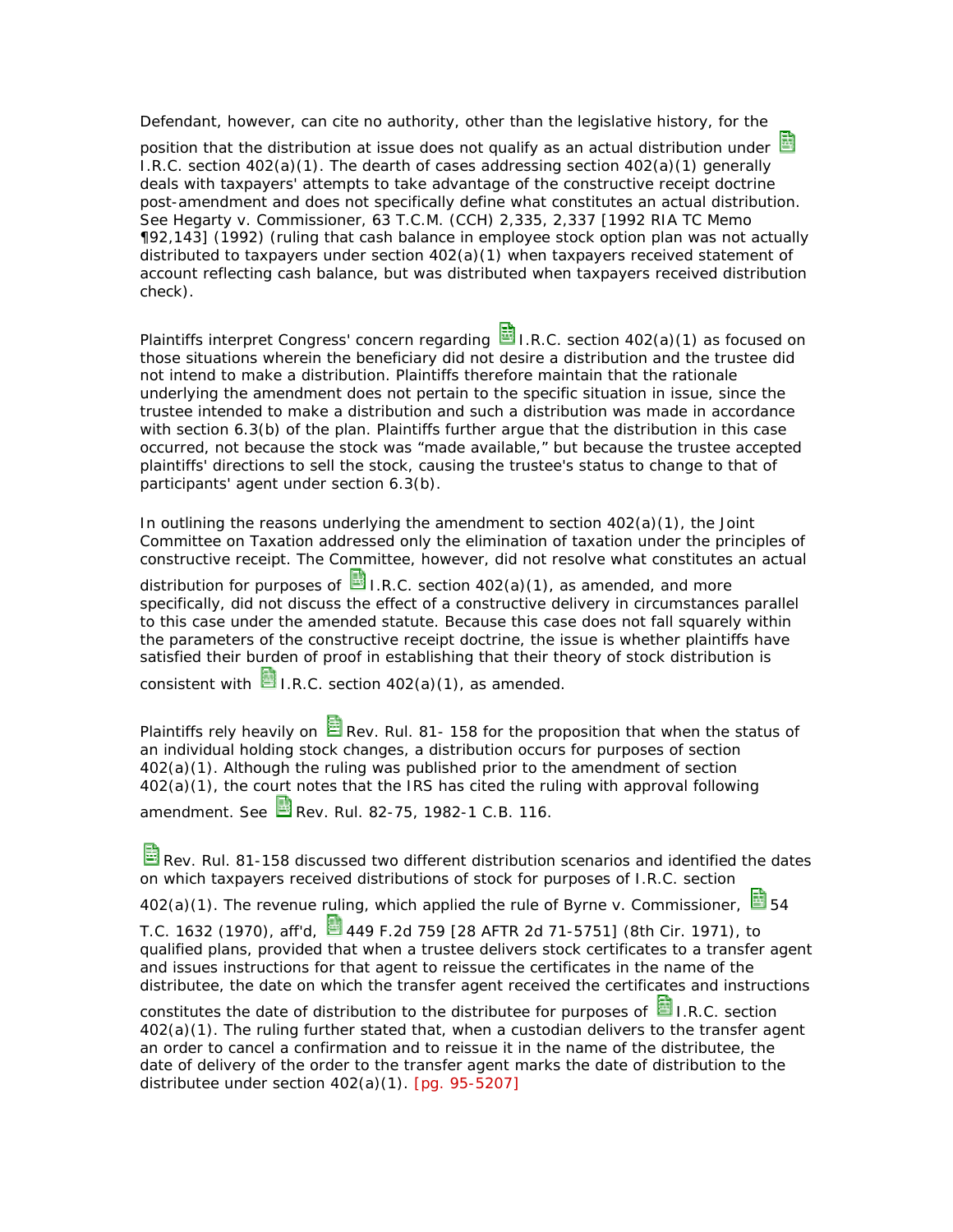Defendant, however, can cite no authority, other than the legislative history, for the position that the distribution at issue does not qualify as an actual distribution under I.R.C. section 402(a)(1). The dearth of cases addressing section 402(a)(1) generally deals with taxpayers' attempts to take advantage of the constructive receipt doctrine post-amendment and does not specifically define what constitutes an actual distribution. See Hegarty v. Commissioner, 63 T.C.M. (CCH) 2,335, 2,337 [1992 RIA TC Memo ¶92,143] (1992) (ruling that cash balance in employee stock option plan was not actually distributed to taxpayers under section 402(a)(1) when taxpayers received statement of account reflecting cash balance, but was distributed when taxpayers received distribution check).

Plaintiffs interpret Congress' concern regarding I.R.C. section 402(a)(1) as focused on those situations wherein the beneficiary did not desire a distribution and the trustee did not intend to make a distribution. Plaintiffs therefore maintain that the rationale underlying the amendment does not pertain to the specific situation in issue, since the trustee intended to make a distribution and such a distribution was made in accordance with section 6.3(b) of the plan. Plaintiffs further argue that the distribution in this case occurred, not because the stock was "made available," but because the trustee accepted plaintiffs' directions to sell the stock, causing the trustee's status to change to that of participants' agent under section 6.3(b).

In outlining the reasons underlying the amendment to section 402(a)(1), the Joint Committee on Taxation addressed only the elimination of taxation under the principles of constructive receipt. The Committee, however, did not resolve what constitutes an actual distribution for purposes of I.R.C. section 402(a)(1), as amended, and more specifically, did not discuss the effect of a constructive delivery in circumstances parallel to this case under the amended statute. Because this case does not fall squarely within the parameters of the constructive receipt doctrine, the issue is whether plaintiffs have satisfied their burden of proof in establishing that their theory of stock distribution is consistent with I.R.C. section 402(a)(1), as amended.

Plaintiffs rely heavily on Rev. Rul. 81- 158 for the proposition that when the status of an individual holding stock changes, a distribution occurs for purposes of section 402(a)(1). Although the ruling was published prior to the amendment of section 402(a)(1), the court notes that the IRS has cited the ruling with approval following amendment. See Rev. Rul. 82-75, 1982-1 C.B. 116.

Rev. Rul. 81-158 discussed two different distribution scenarios and identified the dates on which taxpayers received distributions of stock for purposes of I.R.C. section 402(a)(1). The revenue ruling, which applied the rule of Byrne v. Commissioner, 54 T.C. 1632 (1970), aff'd, 449 F.2d 759 [28 AFTR 2d 71-5751] (8th Cir. 1971), to qualified plans, provided that when a trustee delivers stock certificates to a transfer agent and issues instructions for that agent to reissue the certificates in the name of the distributee, the date on which the transfer agent received the certificates and instructions constitutes the date of distribution to the distributee for purposes of I.R.C. section 402(a)(1). The ruling further stated that, when a custodian delivers to the transfer agent an order to cancel a confirmation and to reissue it in the name of the distributee, the date of delivery of the order to the transfer agent marks the date of distribution to the distributee under section 402(a)(1). [pg. 95-5207]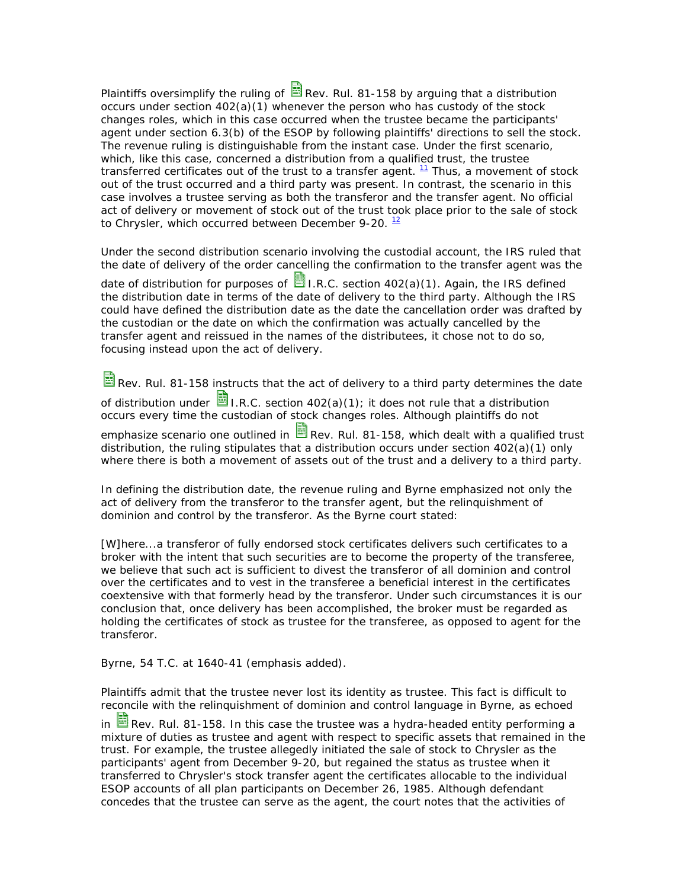Plaintiffs oversimplify the ruling of Rev. Rul. 81-158 by arguing that a distribution occurs under section 402(a)(1) whenever the person who has custody of the stock changes roles, which in this case occurred when the trustee became the participants' agent under section 6.3(b) of the ESOP by following plaintiffs' directions to sell the stock. The revenue ruling is distinguishable from the instant case. Under the first scenario, which, like this case, concerned a distribution from a qualified trust, the trustee transferred certificates out of the trust to a transfer agent. [11] Thus, a movement of stock out of the trust occurred and a third party was present. In contrast, the scenario in this case involves a trustee serving as both the transferor and the transfer agent. No official act of delivery or movement of stock out of the trust took place prior to the sale of stock to Chrysler, which occurred between December 9-20. [12]

Under the second distribution scenario involving the custodial account, the IRS ruled that the date of delivery of the order cancelling the confirmation to the transfer agent was the date of distribution for purposes of I.R.C. section 402(a)(1). Again, the IRS defined the distribution date in terms of the date of delivery to the third party. Although the IRS could have defined the distribution date as the date the cancellation order was drafted by the custodian or the date on which the confirmation was actually cancelled by the transfer agent and reissued in the names of the distributees, it chose not to do so, focusing instead upon the act of delivery.

Rev. Rul. 81-158 instructs that the act of delivery to a third party determines the date of distribution under I.R.C. section 402(a)(1); it does not rule that a distribution occurs every time the custodian of stock changes roles. Although plaintiffs do not emphasize scenario one outlined in Rev. Rul. 81-158, which dealt with a qualified trust distribution, the ruling stipulates that a distribution occurs under section 402(a)(1) only where there is both a movement of assets out of the trust and a delivery to a third party.

In defining the distribution date, the revenue ruling and Byrne emphasized not only the act of delivery from the transferor to the transfer agent, but the relinquishment of dominion and control by the transferor. As the Byrne court stated:

[W]here...a transferor of fully endorsed stock certificates delivers such certificates to a broker with the intent that such securities are to become the property of the transferee, we believe that such act is sufficient to divest the transferor of all dominion and control over the certificates and to vest in the transferee a beneficial interest in the certificates coextensive with that formerly head by the transferor. Under such circumstances it is our conclusion that, once delivery has been accomplished, the broker must be regarded as holding the certificates of stock as trustee for the transferee, as opposed to agent for the transferor.

Byrne, 54 T.C. at 1640-41 (emphasis added).

Plaintiffs admit that the trustee never lost its identity as trustee. This fact is difficult to reconcile with the relinquishment of dominion and control language in Byrne, as echoed in Rev. Rul. 81-158. In this case the trustee was a hydra-headed entity performing a mixture of duties as trustee and agent with respect to specific assets that remained in the trust. For example, the trustee allegedly initiated the sale of stock to Chrysler as the participants' agent from December 9-20, but regained the status as trustee when it transferred to Chrysler's stock transfer agent the certificates allocable to the individual ESOP accounts of all plan participants on December 26, 1985. Although defendant concedes that the trustee can serve as the agent, the court notes that the activities of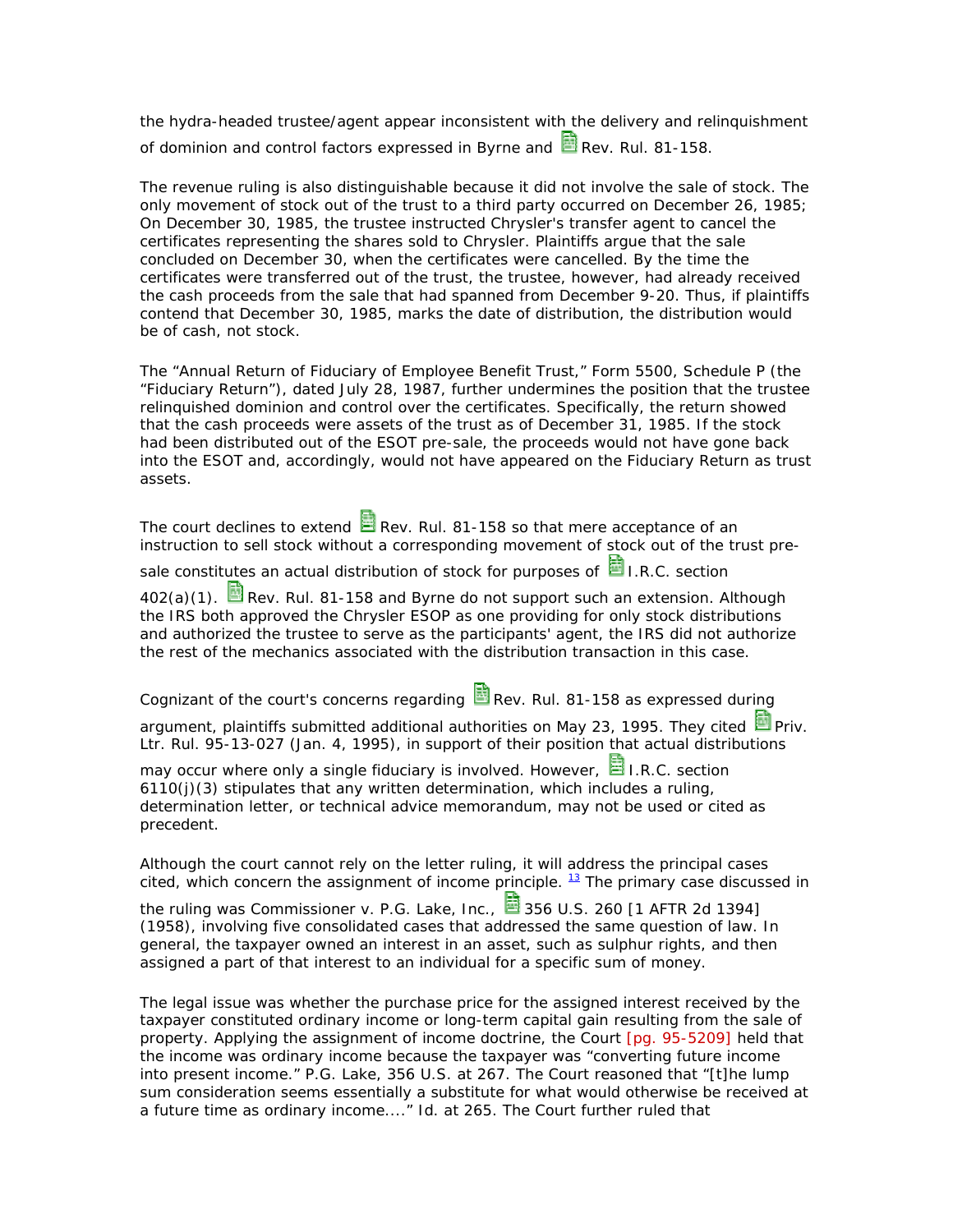the hydra-headed trustee/agent appear inconsistent with the delivery and relinquishment of dominion and control factors expressed in Byrne and Rev. Rul. 81-158.

The revenue ruling is also distinguishable because it did not involve the sale of stock. The only movement of stock out of the trust to a third party occurred on December 26, 1985; On December 30, 1985, the trustee instructed Chrysler's transfer agent to cancel the certificates representing the shares sold to Chrysler. Plaintiffs argue that the sale concluded on December 30, when the certificates were cancelled. By the time the certificates were transferred out of the trust, the trustee, however, had already received the cash proceeds from the sale that had spanned from December 9-20. Thus, if plaintiffs contend that December 30, 1985, marks the date of distribution, the distribution would be of cash, not stock.

The "Annual Return of Fiduciary of Employee Benefit Trust," Form 5500, Schedule P (the "Fiduciary Return"), dated July 28, 1987, further undermines the position that the trustee relinquished dominion and control over the certificates. Specifically, the return showed that the cash proceeds were assets of the trust as of December 31, 1985. If the stock had been distributed out of the ESOT pre-sale, the proceeds would not have gone back into the ESOT and, accordingly, would not have appeared on the Fiduciary Return as trust assets.

The court declines to extend Rev. Rul. 81-158 so that mere acceptance of an instruction to sell stock without a corresponding movement of stock out of the trust pre-sale constitutes an actual distribution of stock for purposes of I.R.C. section 402(a)(1). Rev. Rul. 81-158 and Byrne do not support such an extension. Although the IRS both approved the Chrysler ESOP as one providing for only stock distributions and authorized the trustee to serve as the participants' agent, the IRS did not authorize the rest of the mechanics associated with the distribution transaction in this case.

Cognizant of the court's concerns regarding Rev. Rul. 81-158 as expressed during argument, plaintiffs submitted additional authorities on May 23, 1995. They cited Priv. Ltr. Rul. 95-13-027 (Jan. 4, 1995), in support of their position that actual distributions may occur where only a single fiduciary is involved. However, I.R.C. section 6110(j)(3) stipulates that any written determination, which includes a ruling, determination letter, or technical advice memorandum, may not be used or cited as precedent.

Although the court cannot rely on the letter ruling, it will address the principal cases cited, which concern the assignment of income principle. [13] The primary case discussed in the ruling was Commissioner v. P.G. Lake, Inc., 356 U.S. 260 [1 AFTR 2d 1394] (1958), involving five consolidated cases that addressed the same question of law. In general, the taxpayer owned an interest in an asset, such as sulphur rights, and then assigned a part of that interest to an individual for a specific sum of money.

The legal issue was whether the purchase price for the assigned interest received by the taxpayer constituted ordinary income or long-term capital gain resulting from the sale of property. Applying the assignment of income doctrine, the Court [pg. 95-5209] held that the income was ordinary income because the taxpayer was "converting future income into present income." P.G. Lake, 356 U.S. at 267. The Court reasoned that "[t]he lump sum consideration seems essentially a substitute for what would otherwise be received at a future time as ordinary income...." Id. at 265. The Court further ruled that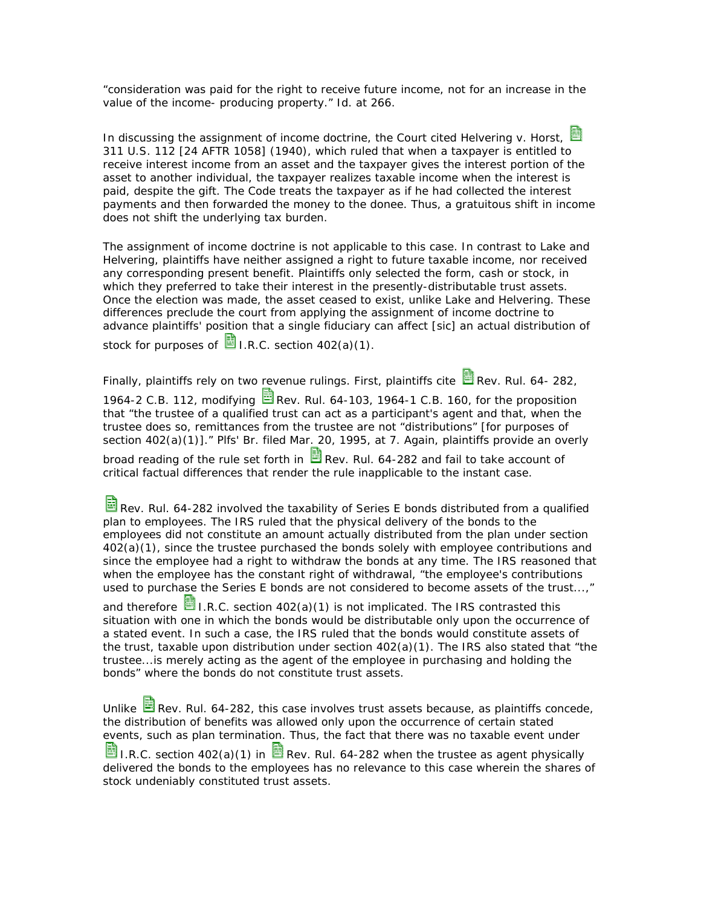"consideration was paid for the right to receive future income, not for an increase in the value of the income- producing property." Id. at 266.

In discussing the assignment of income doctrine, the Court cited Helvering v. Horst, 311 U.S. 112 [24 AFTR 1058] (1940), which ruled that when a taxpayer is entitled to receive interest income from an asset and the taxpayer gives the interest portion of the asset to another individual, the taxpayer realizes taxable income when the interest is paid, despite the gift. The Code treats the taxpayer as if he had collected the interest payments and then forwarded the money to the donee. Thus, a gratuitous shift in income does not shift the underlying tax burden.

The assignment of income doctrine is not applicable to this case. In contrast to Lake and Helvering, plaintiffs have neither assigned a right to future taxable income, nor received any corresponding present benefit. Plaintiffs only selected the form, cash or stock, in which they preferred to take their interest in the presently-distributable trust assets. Once the election was made, the asset ceased to exist, unlike Lake and Helvering. These differences preclude the court from applying the assignment of income doctrine to advance plaintiffs' position that a single fiduciary can affect [sic] an actual distribution of stock for purposes of I.R.C. section 402(a)(1).

Finally, plaintiffs rely on two revenue rulings. First, plaintiffs cite Rev. Rul. 64- 282, 1964-2 C.B. 112, modifying Rev. Rul. 64-103, 1964-1 C.B. 160, for the proposition that "the trustee of a qualified trust can act as a participant's agent and that, when the trustee does so, remittances from the trustee are not "distributions" [for purposes of section 402(a)(1)]." Plfs' Br. filed Mar. 20, 1995, at 7. Again, plaintiffs provide an overly broad reading of the rule set forth in Rev. Rul. 64-282 and fail to take account of critical factual differences that render the rule inapplicable to the instant case.

Rev. Rul. 64-282 involved the taxability of Series E bonds distributed from a qualified plan to employees. The IRS ruled that the physical delivery of the bonds to the employees did not constitute an amount actually distributed from the plan under section 402(a)(1), since the trustee purchased the bonds solely with employee contributions and since the employee had a right to withdraw the bonds at any time. The IRS reasoned that when the employee has the constant right of withdrawal, "the employee's contributions used to purchase the Series E bonds are not considered to become assets of the trust...," and therefore I.R.C. section 402(a)(1) is not implicated. The IRS contrasted this situation with one in which the bonds would be distributable only upon the occurrence of a stated event. In such a case, the IRS ruled that the bonds would constitute assets of the trust, taxable upon distribution under section 402(a)(1). The IRS also stated that "the trustee...is merely acting as the agent of the employee in purchasing and holding the bonds" where the bonds do not constitute trust assets.

Unlike Rev. Rul. 64-282, this case involves trust assets because, as plaintiffs concede, the distribution of benefits was allowed only upon the occurrence of certain stated events, such as plan termination. Thus, the fact that there was no taxable event under I.R.C. section 402(a)(1) in Rev. Rul. 64-282 when the trustee as agent physically delivered the bonds to the employees has no relevance to this case wherein the shares of stock undeniably constituted trust assets.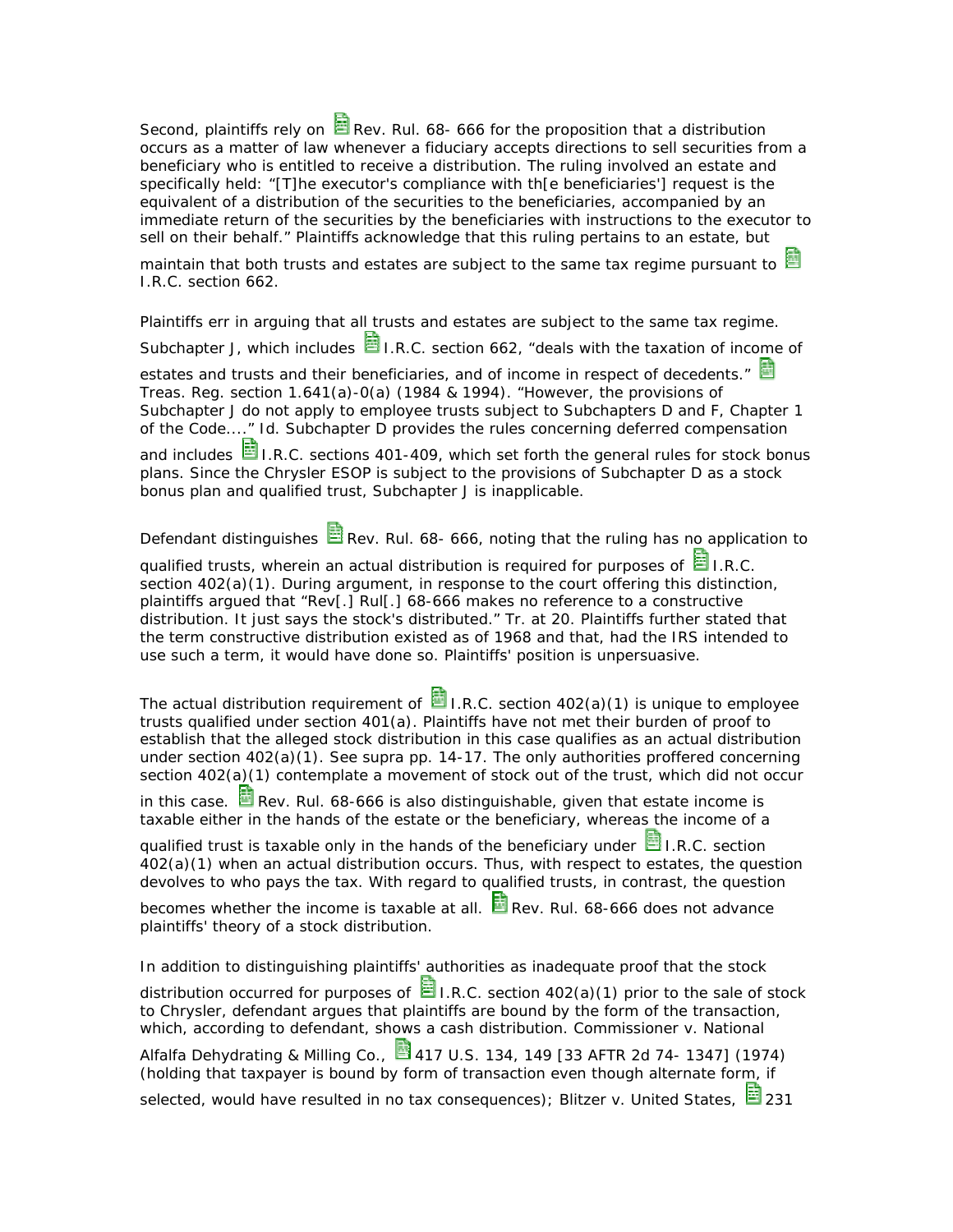Second, plaintiffs rely on Rev. Rul. 68- 666 for the proposition that a distribution occurs as a matter of law whenever a fiduciary accepts directions to sell securities from a beneficiary who is entitled to receive a distribution. The ruling involved an estate and specifically held: "[T]he executor's compliance with th[e beneficiaries'] request is the equivalent of a distribution of the securities to the beneficiaries, accompanied by an immediate return of the securities by the beneficiaries with instructions to the executor to sell on their behalf." Plaintiffs acknowledge that this ruling pertains to an estate, but maintain that both trusts and estates are subject to the same tax regime pursuant to I.R.C. section 662.

Plaintiffs err in arguing that all trusts and estates are subject to the same tax regime. Subchapter J, which includes I.R.C. section 662, "deals with the taxation of income of estates and trusts and their beneficiaries, and of income in respect of decedents." Treas. Reg. section 1.641(a)-0(a) (1984 & 1994). "However, the provisions of Subchapter J do not apply to employee trusts subject to Subchapters D and F, Chapter 1 of the Code...." Id. Subchapter D provides the rules concerning deferred compensation and includes I.R.C. sections 401-409, which set forth the general rules for stock bonus plans. Since the Chrysler ESOP is subject to the provisions of Subchapter D as a stock bonus plan and qualified trust, Subchapter J is inapplicable.

Defendant distinguishes Rev. Rul. 68- 666, noting that the ruling has no application to qualified trusts, wherein an actual distribution is required for purposes of I.R.C. section 402(a)(1). During argument, in response to the court offering this distinction, plaintiffs argued that "Rev[.] Rul[.] 68-666 makes no reference to a constructive distribution. It just says the stock's distributed." Tr. at 20. Plaintiffs further stated that the term constructive distribution existed as of 1968 and that, had the IRS intended to use such a term, it would have done so. Plaintiffs' position is unpersuasive.

The actual distribution requirement of I.R.C. section 402(a)(1) is unique to employee trusts qualified under section 401(a). Plaintiffs have not met their burden of proof to establish that the alleged stock distribution in this case qualifies as an actual distribution under section 402(a)(1). See supra pp. 14-17. The only authorities proffered concerning section 402(a)(1) contemplate a movement of stock out of the trust, which did not occur in this case. Rev. Rul. 68-666 is also distinguishable, given that estate income is taxable either in the hands of the estate or the beneficiary, whereas the income of a qualified trust is taxable only in the hands of the beneficiary under I.R.C. section 402(a)(1) when an actual distribution occurs. Thus, with respect to estates, the question devolves to who pays the tax. With regard to qualified trusts, in contrast, the question becomes whether the income is taxable at all. Rev. Rul. 68-666 does not advance plaintiffs' theory of a stock distribution.

In addition to distinguishing plaintiffs' authorities as inadequate proof that the stock distribution occurred for purposes of I.R.C. section 402(a)(1) prior to the sale of stock to Chrysler, defendant argues that plaintiffs are bound by the form of the transaction, which, according to defendant, shows a cash distribution. Commissioner v. National Alfalfa Dehydrating & Milling Co., 417 U.S. 134, 149 [33 AFTR 2d 74- 1347] (1974) (holding that taxpayer is bound by form of transaction even though alternate form, if selected, would have resulted in no tax consequences); Blitzer v. United States, 231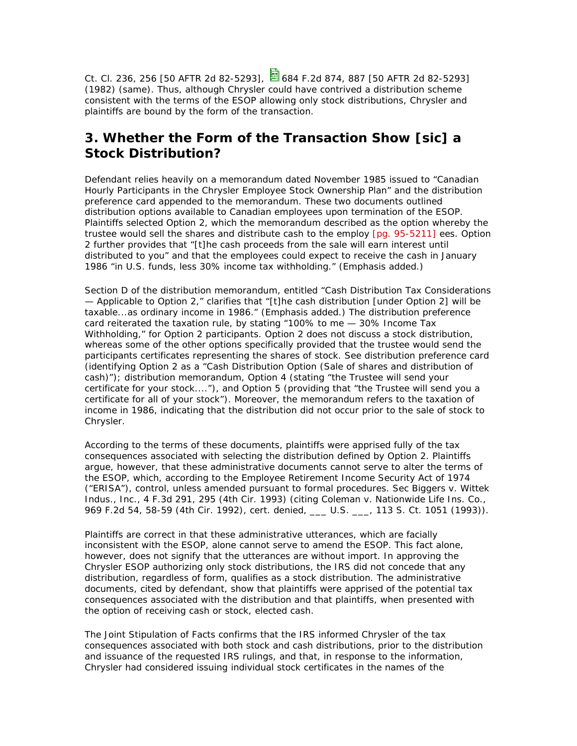Ct. Cl. 236, 256 [50 AFTR 2d 82-5293], 684 F.2d 874, 887 [50 AFTR 2d 82-5293] (1982) (same). Thus, although Chrysler could have contrived a distribution scheme consistent with the terms of the ESOP allowing only stock distributions, Chrysler and plaintiffs are bound by the form of the transaction.

## 3. Whether the Form of the Transaction Show [sic] a Stock Distribution?

Defendant relies heavily on a memorandum dated November 1985 issued to "Canadian Hourly Participants in the Chrysler Employee Stock Ownership Plan" and the distribution preference card appended to the memorandum. These two documents outlined distribution options available to Canadian employees upon termination of the ESOP. Plaintiffs selected Option 2, which the memorandum described as the option whereby the trustee would sell the shares and distribute cash to the employ [pg. 95-5211] ees. Option 2 further provides that "[t]he cash proceeds from the sale will earn interest until distributed to you" and that the employees could expect to receive the cash in January 1986 "in U.S. funds, less 30% income tax withholding." (Emphasis added.)

Section D of the distribution memorandum, entitled "Cash Distribution Tax Considerations — Applicable to Option 2," clarifies that "[t]he cash distribution [under Option 2] will be taxable...as ordinary income in 1986." (Emphasis added.) The distribution preference card reiterated the taxation rule, by stating "100% to me — 30% Income Tax Withholding," for Option 2 participants. Option 2 does not discuss a stock distribution, whereas some of the other options specifically provided that the trustee would send the participants certificates representing the shares of stock. See distribution preference card (identifying Option 2 as a "Cash Distribution Option (Sale of shares and distribution of cash)"); distribution memorandum, Option 4 (stating "the Trustee will send your certificate for your stock...."), and Option 5 (providing that "the Trustee will send you a certificate for all of your stock"). Moreover, the memorandum refers to the taxation of income in 1986, indicating that the distribution did not occur prior to the sale of stock to Chrysler.

According to the terms of these documents, plaintiffs were apprised fully of the tax consequences associated with selecting the distribution defined by Option 2. Plaintiffs argue, however, that these administrative documents cannot serve to alter the terms of the ESOP, which, according to the Employee Retirement Income Security Act of 1974 ("ERISA"), control, unless amended pursuant to formal procedures. Sec Biggers v. Wittek Indus., Inc., 4 F.3d 291, 295 (4th Cir. 1993) (citing Coleman v. Nationwide Life Ins. Co., 969 F.2d 54, 58-59 (4th Cir. 1992), cert. denied, ___ U.S. ___, 113 S. Ct. 1051 (1993)).

Plaintiffs are correct in that these administrative utterances, which are facially inconsistent with the ESOP, alone cannot serve to amend the ESOP. This fact alone, however, does not signify that the utterances are without import. In approving the Chrysler ESOP authorizing only stock distributions, the IRS did not concede that any distribution, regardless of form, qualifies as a stock distribution. The administrative documents, cited by defendant, show that plaintiffs were apprised of the potential tax consequences associated with the distribution and that plaintiffs, when presented with the option of receiving cash or stock, elected cash.

The Joint Stipulation of Facts confirms that the IRS informed Chrysler of the tax consequences associated with both stock and cash distributions, prior to the distribution and issuance of the requested IRS rulings, and that, in response to the information, Chrysler had considered issuing individual stock certificates in the names of the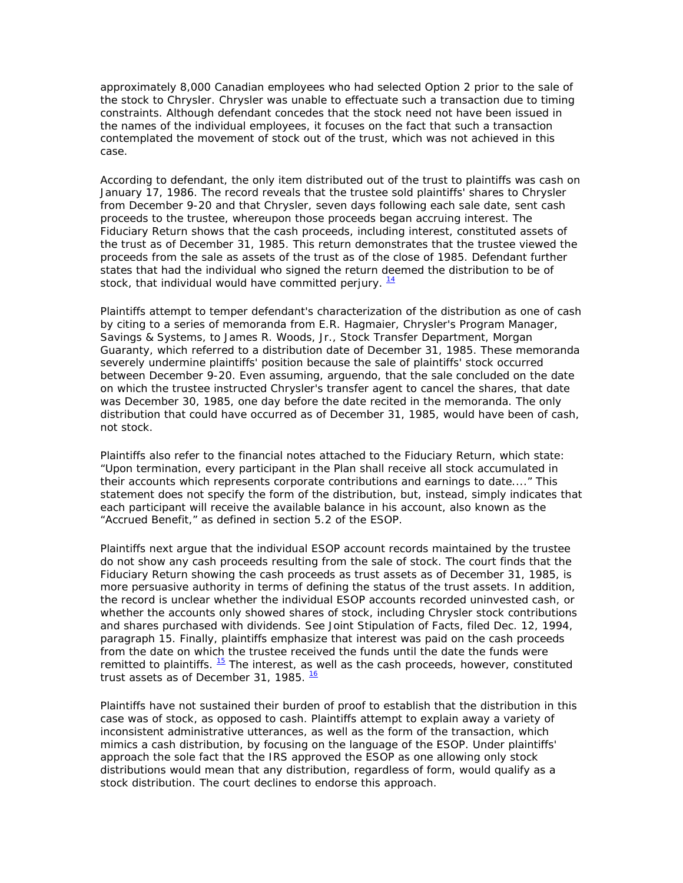approximately 8,000 Canadian employees who had selected Option 2 prior to the sale of the stock to Chrysler. Chrysler was unable to effectuate such a transaction due to timing constraints. Although defendant concedes that the stock need not have been issued in the names of the individual employees, it focuses on the fact that such a transaction contemplated the movement of stock out of the trust, which was not achieved in this case.

According to defendant, the only item distributed out of the trust to plaintiffs was cash on January 17, 1986. The record reveals that the trustee sold plaintiffs' shares to Chrysler from December 9-20 and that Chrysler, seven days following each sale date, sent cash proceeds to the trustee, whereupon those proceeds began accruing interest. The Fiduciary Return shows that the cash proceeds, including interest, constituted assets of the trust as of December 31, 1985. This return demonstrates that the trustee viewed the proceeds from the sale as assets of the trust as of the close of 1985. Defendant further states that had the individual who signed the return deemed the distribution to be of stock, that individual would have committed perjury. [14]

Plaintiffs attempt to temper defendant's characterization of the distribution as one of cash by citing to a series of memoranda from E.R. Hagmaier, Chrysler's Program Manager, Savings & Systems, to James R. Woods, Jr., Stock Transfer Department, Morgan Guaranty, which referred to a distribution date of December 31, 1985. These memoranda severely undermine plaintiffs' position because the sale of plaintiffs' stock occurred between December 9-20. Even assuming, arguendo, that the sale concluded on the date on which the trustee instructed Chrysler's transfer agent to cancel the shares, that date was December 30, 1985, one day before the date recited in the memoranda. The only distribution that could have occurred as of December 31, 1985, would have been of cash, not stock.

Plaintiffs also refer to the financial notes attached to the Fiduciary Return, which state: "Upon termination, every participant in the Plan shall receive all stock accumulated in their accounts which represents corporate contributions and earnings to date...." This statement does not specify the form of the distribution, but, instead, simply indicates that each participant will receive the available balance in his account, also known as the "Accrued Benefit," as defined in section 5.2 of the ESOP.

Plaintiffs next argue that the individual ESOP account records maintained by the trustee do not show any cash proceeds resulting from the sale of stock. The court finds that the Fiduciary Return showing the cash proceeds as trust assets as of December 31, 1985, is more persuasive authority in terms of defining the status of the trust assets. In addition, the record is unclear whether the individual ESOP accounts recorded uninvested cash, or whether the accounts only showed shares of stock, including Chrysler stock contributions and shares purchased with dividends. See Joint Stipulation of Facts, filed Dec. 12, 1994, paragraph 15. Finally, plaintiffs emphasize that interest was paid on the cash proceeds from the date on which the trustee received the funds until the date the funds were remitted to plaintiffs. [15] The interest, as well as the cash proceeds, however, constituted trust assets as of December 31, 1985. [16]

Plaintiffs have not sustained their burden of proof to establish that the distribution in this case was of stock, as opposed to cash. Plaintiffs attempt to explain away a variety of inconsistent administrative utterances, as well as the form of the transaction, which mimics a cash distribution, by focusing on the language of the ESOP. Under plaintiffs' approach the sole fact that the IRS approved the ESOP as one allowing only stock distributions would mean that any distribution, regardless of form, would qualify as a stock distribution. The court declines to endorse this approach.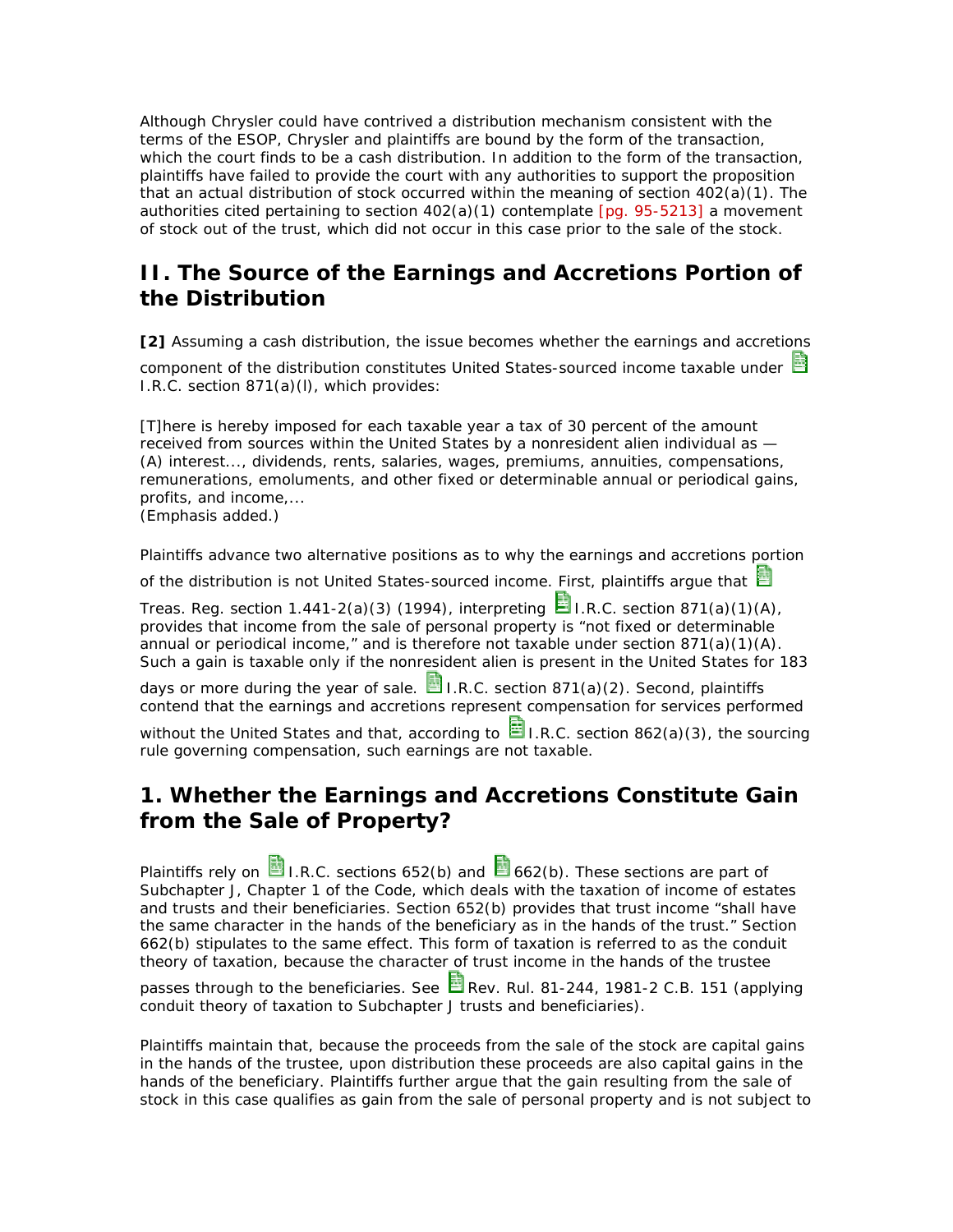Although Chrysler could have contrived a distribution mechanism consistent with the terms of the ESOP, Chrysler and plaintiffs are bound by the form of the transaction, which the court finds to be a cash distribution. In addition to the form of the transaction, plaintiffs have failed to provide the court with any authorities to support the proposition that an actual distribution of stock occurred within the meaning of section 402(a)(1). The authorities cited pertaining to section 402(a)(1) contemplate [pg. 95-5213] a movement of stock out of the trust, which did not occur in this case prior to the sale of the stock.

## II. The Source of the Earnings and Accretions Portion of the Distribution

**[2]** Assuming a cash distribution, the issue becomes whether the earnings and accretions component of the distribution constitutes United States-sourced income taxable under I.R.C. section 871(a)(l), which provides:

[T]here is hereby imposed for each taxable year a tax of 30 percent of the amount received from sources within the United States by a nonresident alien individual as — (A) interest..., dividends, rents, salaries, wages, premiums, annuities, compensations, remunerations, emoluments, and other fixed or determinable annual or periodical gains, profits, and income,...
(Emphasis added.)

Plaintiffs advance two alternative positions as to why the earnings and accretions portion of the distribution is not United States-sourced income. First, plaintiffs argue that Treas. Reg. section 1.441-2(a)(3) (1994), interpreting I.R.C. section 871(a)(1)(A), provides that income from the sale of personal property is "not fixed or determinable annual or periodical income," and is therefore not taxable under section 871(a)(1)(A). Such a gain is taxable only if the nonresident alien is present in the United States for 183 days or more during the year of sale. I.R.C. section 871(a)(2). Second, plaintiffs contend that the earnings and accretions represent compensation for services performed without the United States and that, according to I.R.C. section 862(a)(3), the sourcing rule governing compensation, such earnings are not taxable.

## 1. Whether the Earnings and Accretions Constitute Gain from the Sale of Property?

Plaintiffs rely on I.R.C. sections 652(b) and 662(b). These sections are part of Subchapter J, Chapter 1 of the Code, which deals with the taxation of income of estates and trusts and their beneficiaries. Section 652(b) provides that trust income "shall have the same character in the hands of the beneficiary as in the hands of the trust." Section 662(b) stipulates to the same effect. This form of taxation is referred to as the conduit theory of taxation, because the character of trust income in the hands of the trustee passes through to the beneficiaries. See Rev. Rul. 81-244, 1981-2 C.B. 151 (applying conduit theory of taxation to Subchapter J trusts and beneficiaries).

Plaintiffs maintain that, because the proceeds from the sale of the stock are capital gains in the hands of the trustee, upon distribution these proceeds are also capital gains in the hands of the beneficiary. Plaintiffs further argue that the gain resulting from the sale of stock in this case qualifies as gain from the sale of personal property and is not subject to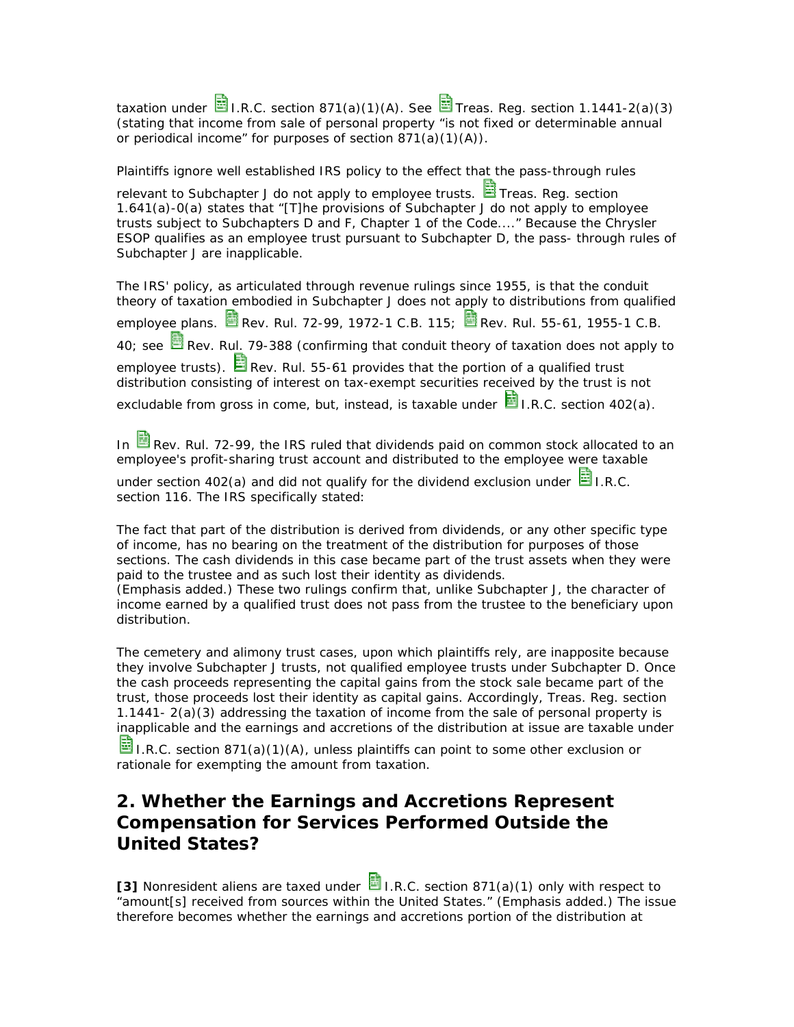taxation under I.R.C. section 871(a)(1)(A). See Treas. Reg. section 1.1441-2(a)(3) (stating that income from sale of personal property "is not fixed or determinable annual or periodical income" for purposes of section 871(a)(1)(A)).

Plaintiffs ignore well established IRS policy to the effect that the pass-through rules relevant to Subchapter J do not apply to employee trusts. Treas. Reg. section 1.641(a)-0(a) states that "[T]he provisions of Subchapter J do not apply to employee trusts subject to Subchapters D and F, Chapter 1 of the Code...." Because the Chrysler ESOP qualifies as an employee trust pursuant to Subchapter D, the pass- through rules of Subchapter J are inapplicable.

The IRS' policy, as articulated through revenue rulings since 1955, is that the conduit theory of taxation embodied in Subchapter J does not apply to distributions from qualified employee plans. Rev. Rul. 72-99, 1972-1 C.B. 115; Rev. Rul. 55-61, 1955-1 C.B. 40; see Rev. Rul. 79-388 (confirming that conduit theory of taxation does not apply to employee trusts). Rev. Rul. 55-61 provides that the portion of a qualified trust distribution consisting of interest on tax-exempt securities received by the trust is not excludable from gross in come, but, instead, is taxable under I.R.C. section 402(a).

In Rev. Rul. 72-99, the IRS ruled that dividends paid on common stock allocated to an employee's profit-sharing trust account and distributed to the employee were taxable under section 402(a) and did not qualify for the dividend exclusion under I.R.C. section 116. The IRS specifically stated:

The fact that part of the distribution is derived from dividends, or any other specific type of income, has no bearing on the treatment of the distribution for purposes of those sections. The cash dividends in this case became part of the trust assets when they were paid to the trustee and as such lost their identity as dividends.
(Emphasis added.) These two rulings confirm that, unlike Subchapter J, the character of income earned by a qualified trust does not pass from the trustee to the beneficiary upon distribution.

The cemetery and alimony trust cases, upon which plaintiffs rely, are inapposite because they involve Subchapter J trusts, not qualified employee trusts under Subchapter D. Once the cash proceeds representing the capital gains from the stock sale became part of the trust, those proceeds lost their identity as capital gains. Accordingly, Treas. Reg. section 1.1441- 2(a)(3) addressing the taxation of income from the sale of personal property is inapplicable and the earnings and accretions of the distribution at issue are taxable under I.R.C. section 871(a)(1)(A), unless plaintiffs can point to some other exclusion or rationale for exempting the amount from taxation.

## 2. Whether the Earnings and Accretions Represent Compensation for Services Performed Outside the United States?

**[3]** Nonresident aliens are taxed under I.R.C. section 871(a)(1) only with respect to "amount[s] received from sources within the United States." (Emphasis added.) The issue therefore becomes whether the earnings and accretions portion of the distribution at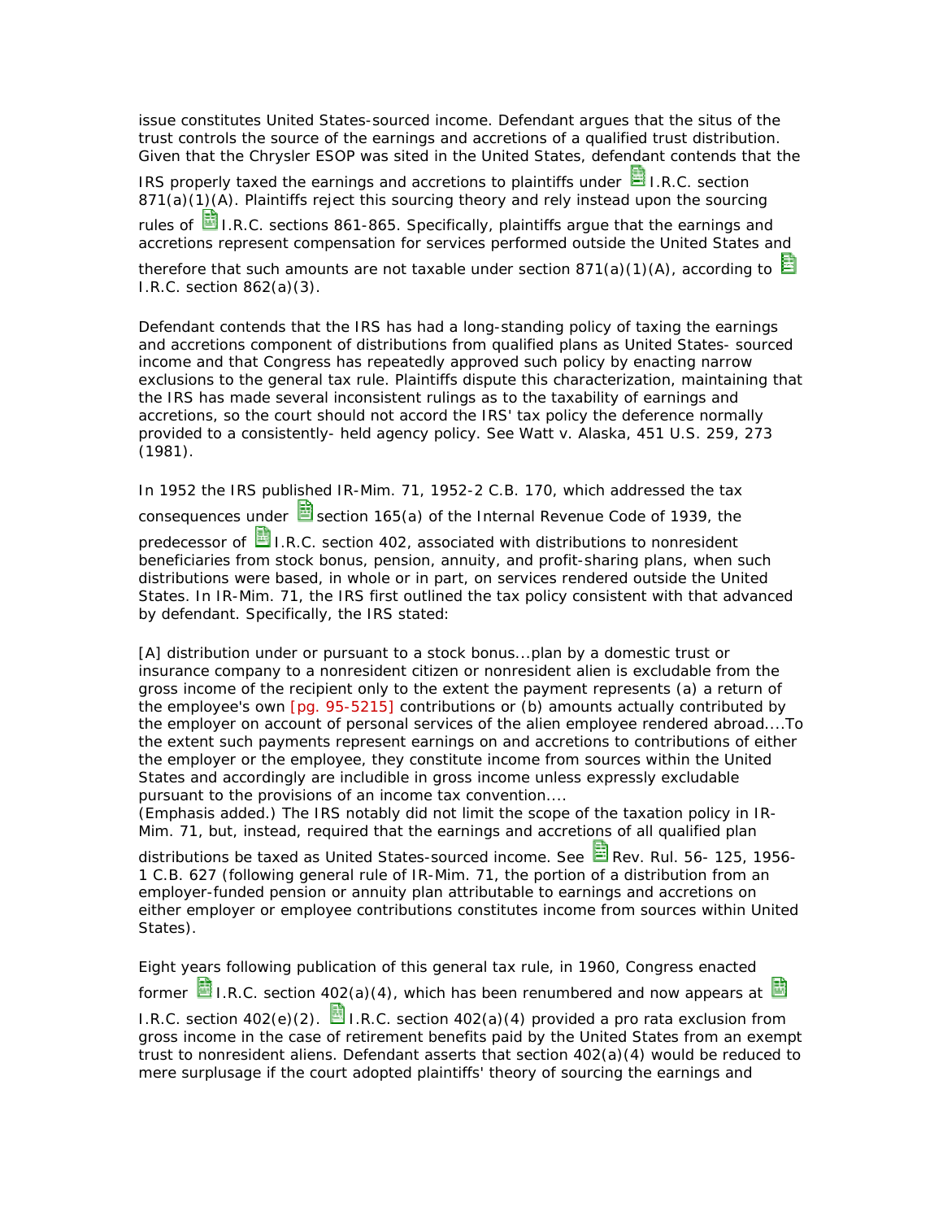issue constitutes United States-sourced income. Defendant argues that the situs of the trust controls the source of the earnings and accretions of a qualified trust distribution. Given that the Chrysler ESOP was sited in the United States, defendant contends that the IRS properly taxed the earnings and accretions to plaintiffs under I.R.C. section 871(a)(1)(A). Plaintiffs reject this sourcing theory and rely instead upon the sourcing rules of I.R.C. sections 861-865. Specifically, plaintiffs argue that the earnings and accretions represent compensation for services performed outside the United States and therefore that such amounts are not taxable under section 871(a)(1)(A), according to I.R.C. section 862(a)(3).

Defendant contends that the IRS has had a long-standing policy of taxing the earnings and accretions component of distributions from qualified plans as United States- sourced income and that Congress has repeatedly approved such policy by enacting narrow exclusions to the general tax rule. Plaintiffs dispute this characterization, maintaining that the IRS has made several inconsistent rulings as to the taxability of earnings and accretions, so the court should not accord the IRS' tax policy the deference normally provided to a consistently- held agency policy. See Watt v. Alaska, 451 U.S. 259, 273 (1981).

In 1952 the IRS published IR-Mim. 71, 1952-2 C.B. 170, which addressed the tax consequences under section 165(a) of the Internal Revenue Code of 1939, the predecessor of I.R.C. section 402, associated with distributions to nonresident beneficiaries from stock bonus, pension, annuity, and profit-sharing plans, when such distributions were based, in whole or in part, on services rendered outside the United States. In IR-Mim. 71, the IRS first outlined the tax policy consistent with that advanced by defendant. Specifically, the IRS stated:

[A] distribution under or pursuant to a stock bonus...plan by a domestic trust or insurance company to a nonresident citizen or nonresident alien is excludable from the gross income of the recipient only to the extent the payment represents (a) a return of the employee's own [pg. 95-5215] contributions or (b) amounts actually contributed by the employer on account of personal services of the alien employee rendered abroad....To the extent such payments represent earnings on and accretions to contributions of either the employer or the employee, they constitute income from sources within the United States and accordingly are includible in gross income unless expressly excludable pursuant to the provisions of an income tax convention....
(Emphasis added.) The IRS notably did not limit the scope of the taxation policy in IR-Mim. 71, but, instead, required that the earnings and accretions of all qualified plan distributions be taxed as United States-sourced income. See Rev. Rul. 56- 125, 1956-1 C.B. 627 (following general rule of IR-Mim. 71, the portion of a distribution from an employer-funded pension or annuity plan attributable to earnings and accretions on either employer or employee contributions constitutes income from sources within United States).

Eight years following publication of this general tax rule, in 1960, Congress enacted former I.R.C. section 402(a)(4), which has been renumbered and now appears at I.R.C. section 402(e)(2). I.R.C. section 402(a)(4) provided a pro rata exclusion from gross income in the case of retirement benefits paid by the United States from an exempt trust to nonresident aliens. Defendant asserts that section 402(a)(4) would be reduced to mere surplusage if the court adopted plaintiffs' theory of sourcing the earnings and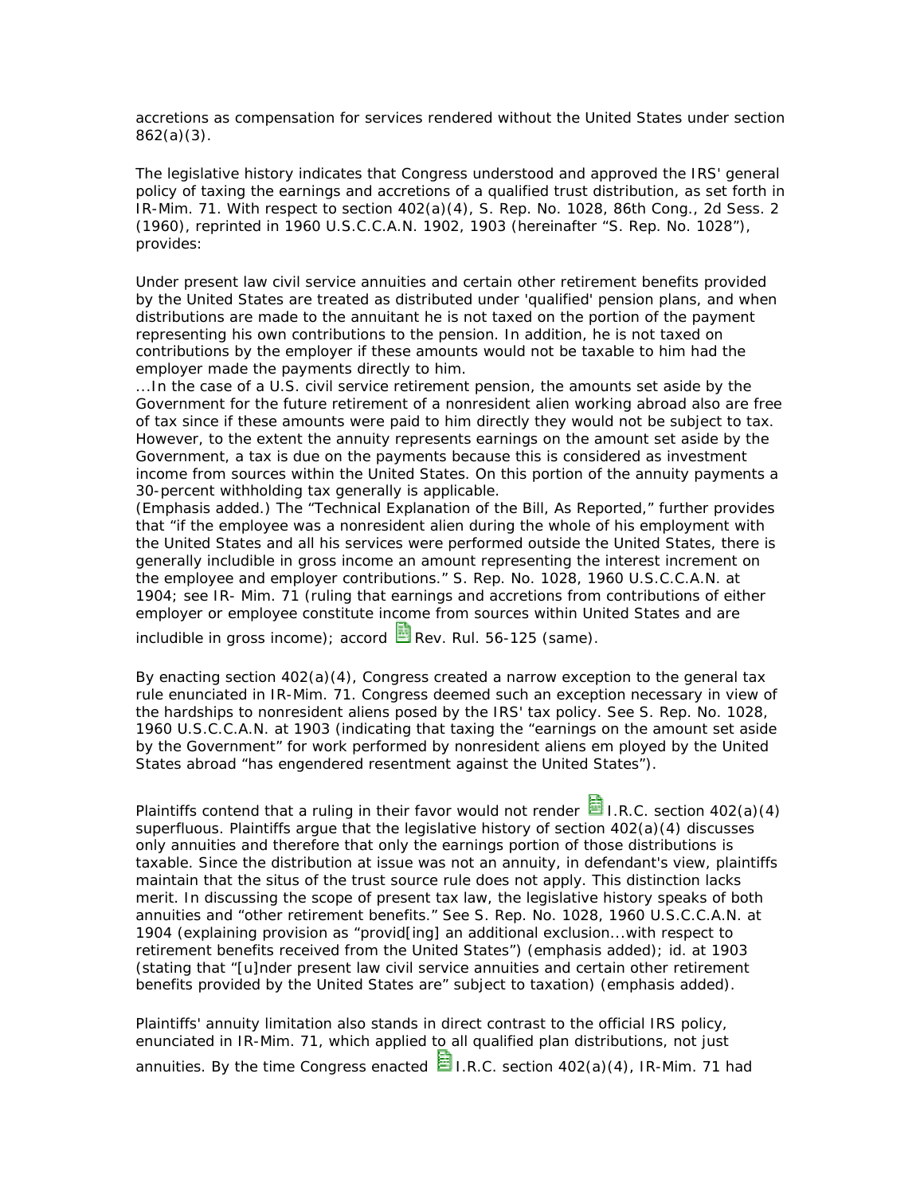accretions as compensation for services rendered without the United States under section 862(a)(3).

The legislative history indicates that Congress understood and approved the IRS' general policy of taxing the earnings and accretions of a qualified trust distribution, as set forth in IR-Mim. 71. With respect to section 402(a)(4), S. Rep. No. 1028, 86th Cong., 2d Sess. 2 (1960), reprinted in 1960 U.S.C.C.A.N. 1902, 1903 (hereinafter "S. Rep. No. 1028"), provides:

Under present law civil service annuities and certain other retirement benefits provided by the United States are treated as distributed under 'qualified' pension plans, and when distributions are made to the annuitant he is not taxed on the portion of the payment representing his own contributions to the pension. In addition, he is not taxed on contributions by the employer if these amounts would not be taxable to him had the employer made the payments directly to him.
...In the case of a U.S. civil service retirement pension, the amounts set aside by the Government for the future retirement of a nonresident alien working abroad also are free of tax since if these amounts were paid to him directly they would not be subject to tax. However, to the extent the annuity represents earnings on the amount set aside by the Government, a tax is due on the payments because this is considered as investment income from sources within the United States. On this portion of the annuity payments a 30-percent withholding tax generally is applicable.
(Emphasis added.) The "Technical Explanation of the Bill, As Reported," further provides that "if the employee was a nonresident alien during the whole of his employment with the United States and all his services were performed outside the United States, there is generally includible in gross income an amount representing the interest increment on the employee and employer contributions." S. Rep. No. 1028, 1960 U.S.C.C.A.N. at 1904; see IR- Mim. 71 (ruling that earnings and accretions from contributions of either employer or employee constitute income from sources within United States and are includible in gross income); accord Rev. Rul. 56-125 (same).

By enacting section 402(a)(4), Congress created a narrow exception to the general tax rule enunciated in IR-Mim. 71. Congress deemed such an exception necessary in view of the hardships to nonresident aliens posed by the IRS' tax policy. See S. Rep. No. 1028, 1960 U.S.C.C.A.N. at 1903 (indicating that taxing the "earnings on the amount set aside by the Government" for work performed by nonresident aliens em ployed by the United States abroad "has engendered resentment against the United States").

Plaintiffs contend that a ruling in their favor would not render I.R.C. section 402(a)(4) superfluous. Plaintiffs argue that the legislative history of section 402(a)(4) discusses only annuities and therefore that only the earnings portion of those distributions is taxable. Since the distribution at issue was not an annuity, in defendant's view, plaintiffs maintain that the situs of the trust source rule does not apply. This distinction lacks merit. In discussing the scope of present tax law, the legislative history speaks of both annuities and "other retirement benefits." See S. Rep. No. 1028, 1960 U.S.C.C.A.N. at 1904 (explaining provision as "provid[ing] an additional exclusion...with respect to retirement benefits received from the United States") (emphasis added); id. at 1903 (stating that "[u]nder present law civil service annuities and certain other retirement benefits provided by the United States are" subject to taxation) (emphasis added).

Plaintiffs' annuity limitation also stands in direct contrast to the official IRS policy, enunciated in IR-Mim. 71, which applied to all qualified plan distributions, not just annuities. By the time Congress enacted I.R.C. section 402(a)(4), IR-Mim. 71 had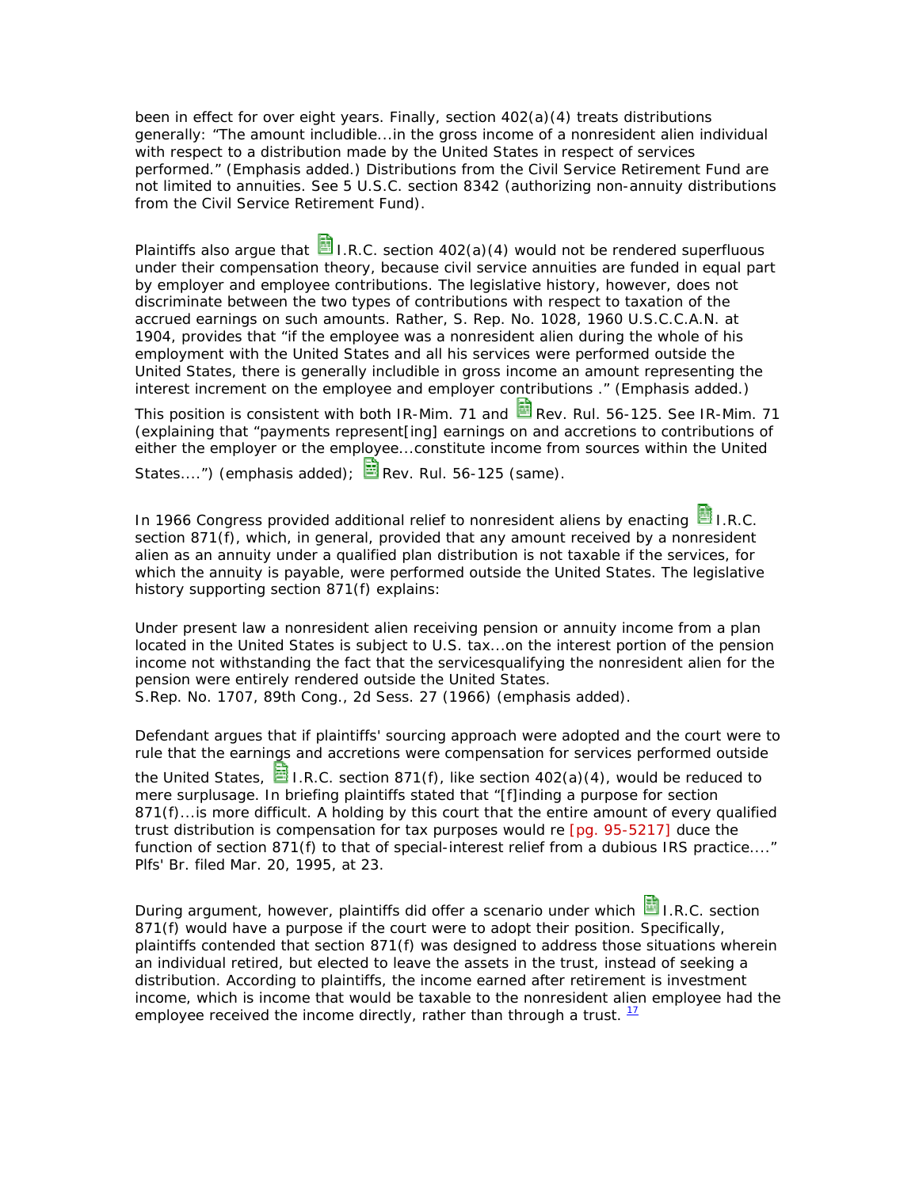been in effect for over eight years. Finally, section 402(a)(4) treats distributions generally: "The amount includible...in the gross income of a nonresident alien individual with respect to a distribution made by the United States in respect of services performed." (Emphasis added.) Distributions from the Civil Service Retirement Fund are not limited to annuities. See 5 U.S.C. section 8342 (authorizing non-annuity distributions from the Civil Service Retirement Fund).

Plaintiffs also argue that I.R.C. section 402(a)(4) would not be rendered superfluous under their compensation theory, because civil service annuities are funded in equal part by employer and employee contributions. The legislative history, however, does not discriminate between the two types of contributions with respect to taxation of the accrued earnings on such amounts. Rather, S. Rep. No. 1028, 1960 U.S.C.C.A.N. at 1904, provides that "if the employee was a nonresident alien during the whole of his employment with the United States and all his services were performed outside the United States, there is generally includible in gross income an amount representing the interest increment on the employee and employer contributions ." (Emphasis added.) This position is consistent with both IR-Mim. 71 and Rev. Rul. 56-125. See IR-Mim. 71 (explaining that "payments represent[ing] earnings on and accretions to contributions of either the employer or the employee...constitute income from sources within the United States....") (emphasis added); Rev. Rul. 56-125 (same).

In 1966 Congress provided additional relief to nonresident aliens by enacting I.R.C. section 871(f), which, in general, provided that any amount received by a nonresident alien as an annuity under a qualified plan distribution is not taxable if the services, for which the annuity is payable, were performed outside the United States. The legislative history supporting section 871(f) explains:

Under present law a nonresident alien receiving pension or annuity income from a plan located in the United States is subject to U.S. tax...on the interest portion of the pension income not withstanding the fact that the servicesqualifying the nonresident alien for the pension were entirely rendered outside the United States.
S.Rep. No. 1707, 89th Cong., 2d Sess. 27 (1966) (emphasis added).

Defendant argues that if plaintiffs' sourcing approach were adopted and the court were to rule that the earnings and accretions were compensation for services performed outside the United States, I.R.C. section 871(f), like section 402(a)(4), would be reduced to mere surplusage. In briefing plaintiffs stated that "[f]inding a purpose for section 871(f)...is more difficult. A holding by this court that the entire amount of every qualified trust distribution is compensation for tax purposes would re [pg. 95-5217] duce the function of section 871(f) to that of special-interest relief from a dubious IRS practice...." Plfs' Br. filed Mar. 20, 1995, at 23.

During argument, however, plaintiffs did offer a scenario under which I.R.C. section 871(f) would have a purpose if the court were to adopt their position. Specifically, plaintiffs contended that section 871(f) was designed to address those situations wherein an individual retired, but elected to leave the assets in the trust, instead of seeking a distribution. According to plaintiffs, the income earned after retirement is investment income, which is income that would be taxable to the nonresident alien employee had the employee received the income directly, rather than through a trust. [17]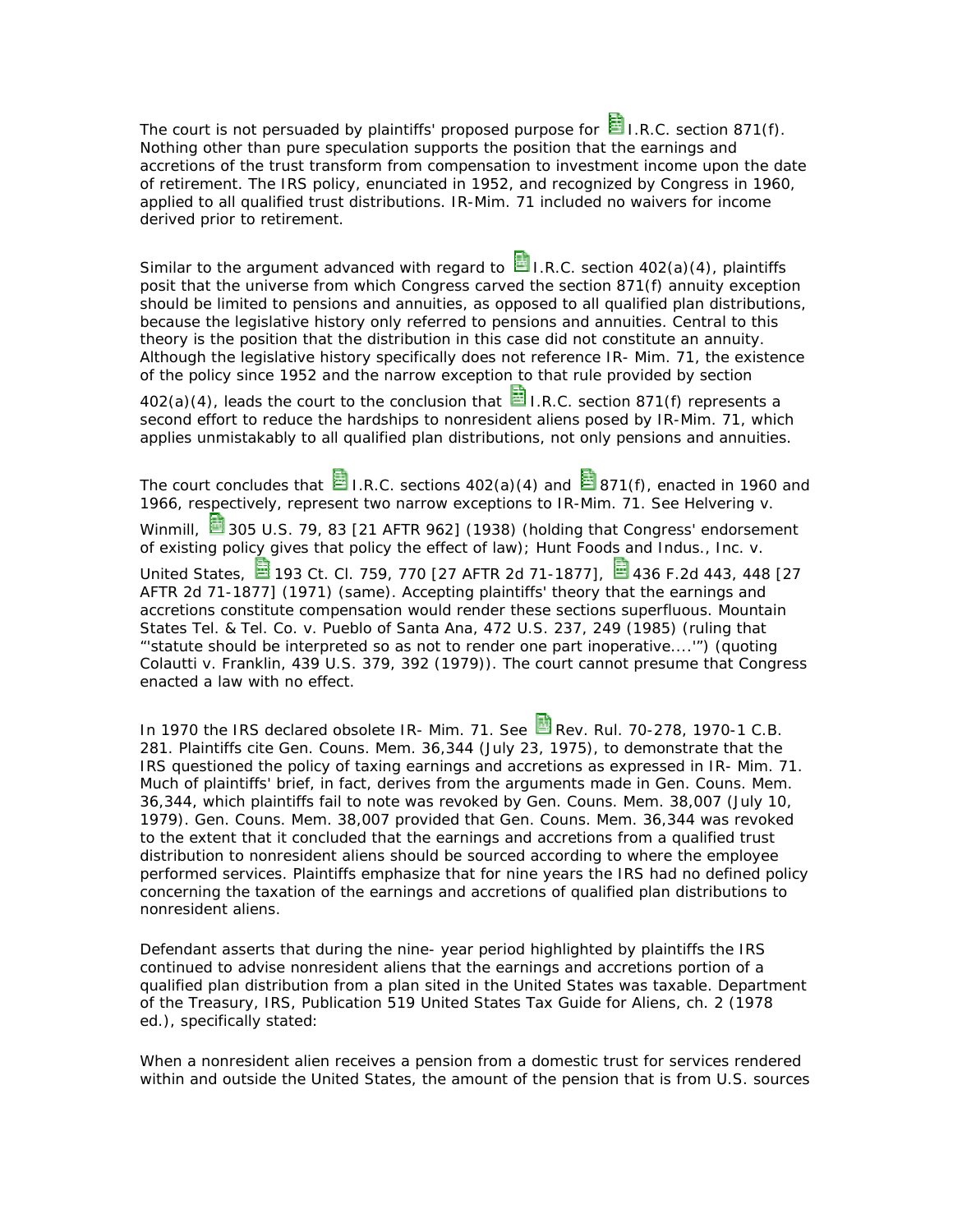The court is not persuaded by plaintiffs' proposed purpose for I.R.C. section 871(f). Nothing other than pure speculation supports the position that the earnings and accretions of the trust transform from compensation to investment income upon the date of retirement. The IRS policy, enunciated in 1952, and recognized by Congress in 1960, applied to all qualified trust distributions. IR-Mim. 71 included no waivers for income derived prior to retirement.

Similar to the argument advanced with regard to I.R.C. section 402(a)(4), plaintiffs posit that the universe from which Congress carved the section 871(f) annuity exception should be limited to pensions and annuities, as opposed to all qualified plan distributions, because the legislative history only referred to pensions and annuities. Central to this theory is the position that the distribution in this case did not constitute an annuity. Although the legislative history specifically does not reference IR- Mim. 71, the existence of the policy since 1952 and the narrow exception to that rule provided by section 402(a)(4), leads the court to the conclusion that I.R.C. section 871(f) represents a second effort to reduce the hardships to nonresident aliens posed by IR-Mim. 71, which applies unmistakably to all qualified plan distributions, not only pensions and annuities.

The court concludes that I.R.C. sections 402(a)(4) and 871(f), enacted in 1960 and 1966, respectively, represent two narrow exceptions to IR-Mim. 71. See Helvering v. Winmill, 305 U.S. 79, 83 [21 AFTR 962] (1938) (holding that Congress' endorsement of existing policy gives that policy the effect of law); Hunt Foods and Indus., Inc. v. United States, 193 Ct. Cl. 759, 770 [27 AFTR 2d 71-1877], 436 F.2d 443, 448 [27 AFTR 2d 71-1877] (1971) (same). Accepting plaintiffs' theory that the earnings and accretions constitute compensation would render these sections superfluous. Mountain States Tel. & Tel. Co. v. Pueblo of Santa Ana, 472 U.S. 237, 249 (1985) (ruling that "'statute should be interpreted so as not to render one part inoperative....'") (quoting Colautti v. Franklin, 439 U.S. 379, 392 (1979)). The court cannot presume that Congress enacted a law with no effect.

In 1970 the IRS declared obsolete IR- Mim. 71. See Rev. Rul. 70-278, 1970-1 C.B. 281. Plaintiffs cite Gen. Couns. Mem. 36,344 (July 23, 1975), to demonstrate that the IRS questioned the policy of taxing earnings and accretions as expressed in IR- Mim. 71. Much of plaintiffs' brief, in fact, derives from the arguments made in Gen. Couns. Mem. 36,344, which plaintiffs fail to note was revoked by Gen. Couns. Mem. 38,007 (July 10, 1979). Gen. Couns. Mem. 38,007 provided that Gen. Couns. Mem. 36,344 was revoked to the extent that it concluded that the earnings and accretions from a qualified trust distribution to nonresident aliens should be sourced according to where the employee performed services. Plaintiffs emphasize that for nine years the IRS had no defined policy concerning the taxation of the earnings and accretions of qualified plan distributions to nonresident aliens.

Defendant asserts that during the nine- year period highlighted by plaintiffs the IRS continued to advise nonresident aliens that the earnings and accretions portion of a qualified plan distribution from a plan sited in the United States was taxable. Department of the Treasury, IRS, Publication 519 United States Tax Guide for Aliens, ch. 2 (1978 ed.), specifically stated:

When a nonresident alien receives a pension from a domestic trust for services rendered within and outside the United States, the amount of the pension that is from U.S. sources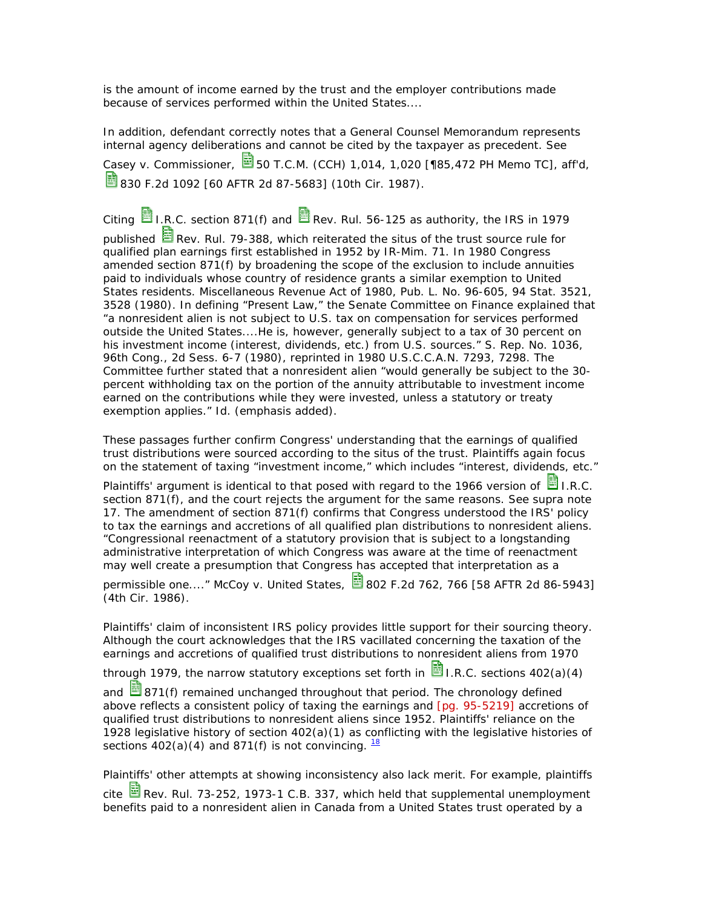is the amount of income earned by the trust and the employer contributions made because of services performed within the United States....

In addition, defendant correctly notes that a General Counsel Memorandum represents internal agency deliberations and cannot be cited by the taxpayer as precedent. See Casey v. Commissioner, 50 T.C.M. (CCH) 1,014, 1,020 [¶85,472 PH Memo TC], aff'd, 830 F.2d 1092 [60 AFTR 2d 87-5683] (10th Cir. 1987).

Citing I.R.C. section 871(f) and Rev. Rul. 56-125 as authority, the IRS in 1979 published Rev. Rul. 79-388, which reiterated the situs of the trust source rule for qualified plan earnings first established in 1952 by IR-Mim. 71. In 1980 Congress amended section 871(f) by broadening the scope of the exclusion to include annuities paid to individuals whose country of residence grants a similar exemption to United States residents. Miscellaneous Revenue Act of 1980, Pub. L. No. 96-605, 94 Stat. 3521, 3528 (1980). In defining "Present Law," the Senate Committee on Finance explained that "a nonresident alien is not subject to U.S. tax on compensation for services performed outside the United States....He is, however, generally subject to a tax of 30 percent on his investment income (interest, dividends, etc.) from U.S. sources." S. Rep. No. 1036, 96th Cong., 2d Sess. 6-7 (1980), reprinted in 1980 U.S.C.C.A.N. 7293, 7298. The Committee further stated that a nonresident alien "would generally be subject to the 30-percent withholding tax on the portion of the annuity attributable to investment income earned on the contributions while they were invested, unless a statutory or treaty exemption applies." Id. (emphasis added).

These passages further confirm Congress' understanding that the earnings of qualified trust distributions were sourced according to the situs of the trust. Plaintiffs again focus on the statement of taxing "investment income," which includes "interest, dividends, etc." Plaintiffs' argument is identical to that posed with regard to the 1966 version of I.R.C. section 871(f), and the court rejects the argument for the same reasons. See supra note 17. The amendment of section 871(f) confirms that Congress understood the IRS' policy to tax the earnings and accretions of all qualified plan distributions to nonresident aliens. "Congressional reenactment of a statutory provision that is subject to a longstanding administrative interpretation of which Congress was aware at the time of reenactment may well create a presumption that Congress has accepted that interpretation as a permissible one...." McCoy v. United States, 802 F.2d 762, 766 [58 AFTR 2d 86-5943] (4th Cir. 1986).

Plaintiffs' claim of inconsistent IRS policy provides little support for their sourcing theory. Although the court acknowledges that the IRS vacillated concerning the taxation of the earnings and accretions of qualified trust distributions to nonresident aliens from 1970 through 1979, the narrow statutory exceptions set forth in I.R.C. sections 402(a)(4) and 871(f) remained unchanged throughout that period. The chronology defined above reflects a consistent policy of taxing the earnings and [pg. 95-5219] accretions of qualified trust distributions to nonresident aliens since 1952. Plaintiffs' reliance on the 1928 legislative history of section 402(a)(1) as conflicting with the legislative histories of sections 402(a)(4) and 871(f) is not convincing. [18]

Plaintiffs' other attempts at showing inconsistency also lack merit. For example, plaintiffs cite Rev. Rul. 73-252, 1973-1 C.B. 337, which held that supplemental unemployment benefits paid to a nonresident alien in Canada from a United States trust operated by a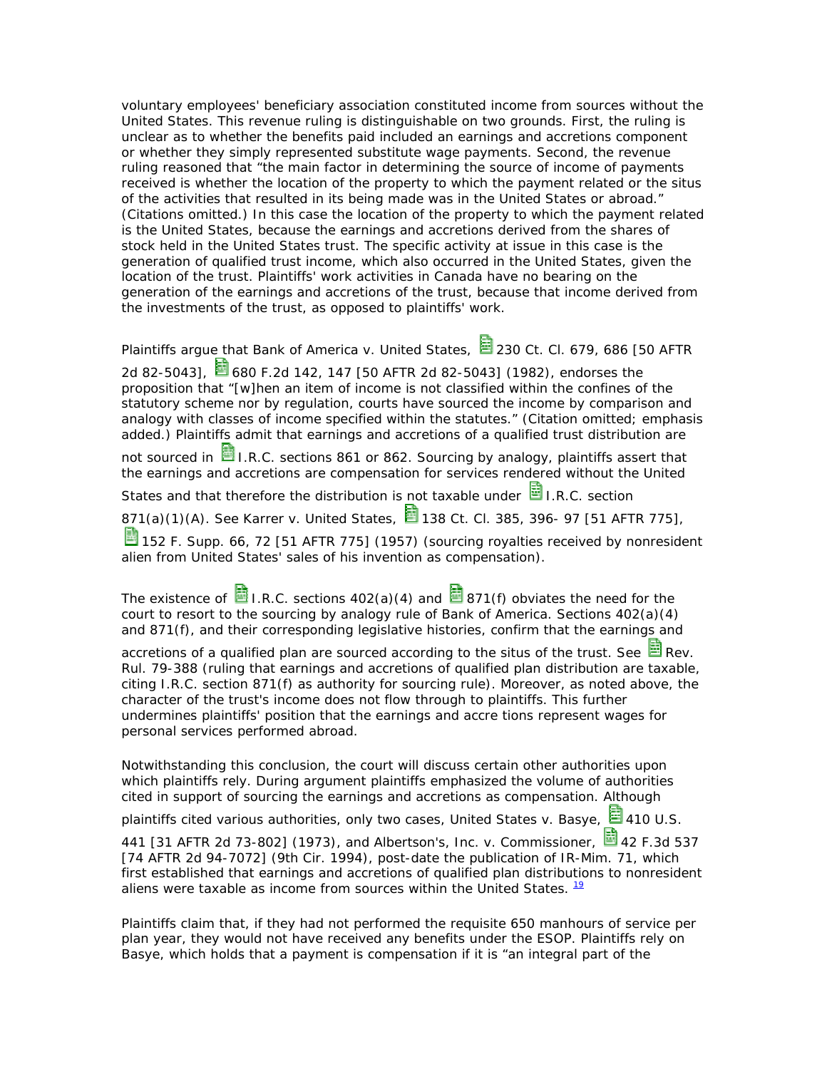voluntary employees' beneficiary association constituted income from sources without the United States. This revenue ruling is distinguishable on two grounds. First, the ruling is unclear as to whether the benefits paid included an earnings and accretions component or whether they simply represented substitute wage payments. Second, the revenue ruling reasoned that "the main factor in determining the source of income of payments received is whether the location of the property to which the payment related or the situs of the activities that resulted in its being made was in the United States or abroad." (Citations omitted.) In this case the location of the property to which the payment related is the United States, because the earnings and accretions derived from the shares of stock held in the United States trust. The specific activity at issue in this case is the generation of qualified trust income, which also occurred in the United States, given the location of the trust. Plaintiffs' work activities in Canada have no bearing on the generation of the earnings and accretions of the trust, because that income derived from the investments of the trust, as opposed to plaintiffs' work.

Plaintiffs argue that Bank of America v. United States, 230 Ct. Cl. 679, 686 [50 AFTR 2d 82-5043], 680 F.2d 142, 147 [50 AFTR 2d 82-5043] (1982), endorses the proposition that "[w]hen an item of income is not classified within the confines of the statutory scheme nor by regulation, courts have sourced the income by comparison and analogy with classes of income specified within the statutes." (Citation omitted; emphasis added.) Plaintiffs admit that earnings and accretions of a qualified trust distribution are not sourced in I.R.C. sections 861 or 862. Sourcing by analogy, plaintiffs assert that the earnings and accretions are compensation for services rendered without the United States and that therefore the distribution is not taxable under I.R.C. section 871(a)(1)(A). See Karrer v. United States, 138 Ct. Cl. 385, 396- 97 [51 AFTR 775], 152 F. Supp. 66, 72 [51 AFTR 775] (1957) (sourcing royalties received by nonresident alien from United States' sales of his invention as compensation).

The existence of I.R.C. sections 402(a)(4) and 871(f) obviates the need for the court to resort to the sourcing by analogy rule of Bank of America. Sections 402(a)(4) and 871(f), and their corresponding legislative histories, confirm that the earnings and accretions of a qualified plan are sourced according to the situs of the trust. See Rev. Rul. 79-388 (ruling that earnings and accretions of qualified plan distribution are taxable, citing I.R.C. section 871(f) as authority for sourcing rule). Moreover, as noted above, the character of the trust's income does not flow through to plaintiffs. This further undermines plaintiffs' position that the earnings and accre tions represent wages for personal services performed abroad.

Notwithstanding this conclusion, the court will discuss certain other authorities upon which plaintiffs rely. During argument plaintiffs emphasized the volume of authorities cited in support of sourcing the earnings and accretions as compensation. Although plaintiffs cited various authorities, only two cases, United States v. Basye, 410 U.S. 441 [31 AFTR 2d 73-802] (1973), and Albertson's, Inc. v. Commissioner, 42 F.3d 537 [74 AFTR 2d 94-7072] (9th Cir. 1994), post-date the publication of IR-Mim. 71, which first established that earnings and accretions of qualified plan distributions to nonresident aliens were taxable as income from sources within the United States. [19]

Plaintiffs claim that, if they had not performed the requisite 650 manhours of service per plan year, they would not have received any benefits under the ESOP. Plaintiffs rely on Basye, which holds that a payment is compensation if it is "an integral part of the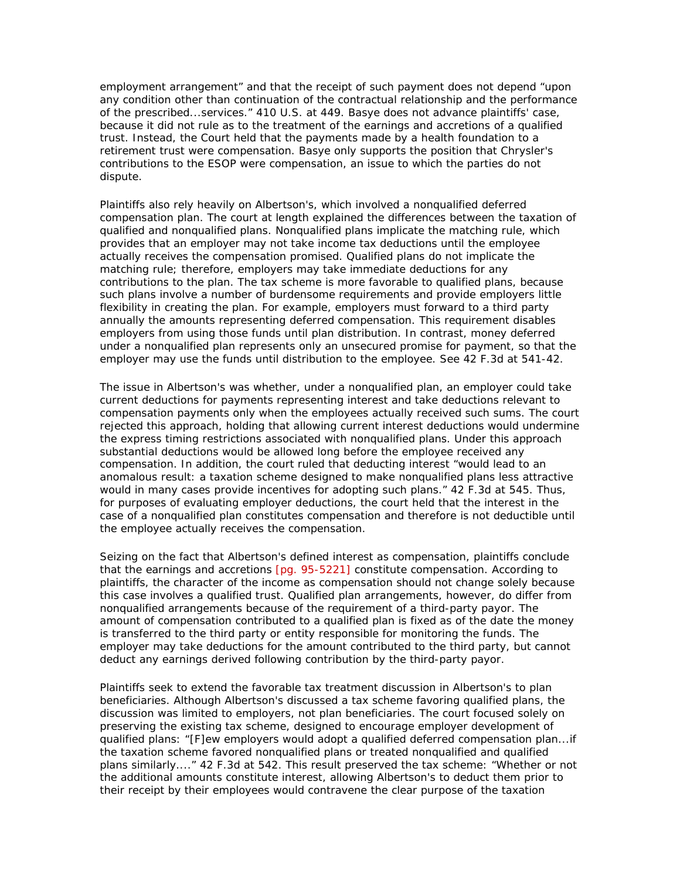employment arrangement" and that the receipt of such payment does not depend "upon any condition other than continuation of the contractual relationship and the performance of the prescribed...services." 410 U.S. at 449. Basye does not advance plaintiffs' case, because it did not rule as to the treatment of the earnings and accretions of a qualified trust. Instead, the Court held that the payments made by a health foundation to a retirement trust were compensation. Basye only supports the position that Chrysler's contributions to the ESOP were compensation, an issue to which the parties do not dispute.

Plaintiffs also rely heavily on Albertson's, which involved a nonqualified deferred compensation plan. The court at length explained the differences between the taxation of qualified and nonqualified plans. Nonqualified plans implicate the matching rule, which provides that an employer may not take income tax deductions until the employee actually receives the compensation promised. Qualified plans do not implicate the matching rule; therefore, employers may take immediate deductions for any contributions to the plan. The tax scheme is more favorable to qualified plans, because such plans involve a number of burdensome requirements and provide employers little flexibility in creating the plan. For example, employers must forward to a third party annually the amounts representing deferred compensation. This requirement disables employers from using those funds until plan distribution. In contrast, money deferred under a nonqualified plan represents only an unsecured promise for payment, so that the employer may use the funds until distribution to the employee. See 42 F.3d at 541-42.

The issue in Albertson's was whether, under a nonqualified plan, an employer could take current deductions for payments representing interest and take deductions relevant to compensation payments only when the employees actually received such sums. The court rejected this approach, holding that allowing current interest deductions would undermine the express timing restrictions associated with nonqualified plans. Under this approach substantial deductions would be allowed long before the employee received any compensation. In addition, the court ruled that deducting interest "would lead to an anomalous result: a taxation scheme designed to make nonqualified plans less attractive would in many cases provide incentives for adopting such plans." 42 F.3d at 545. Thus, for purposes of evaluating employer deductions, the court held that the interest in the case of a nonqualified plan constitutes compensation and therefore is not deductible until the employee actually receives the compensation.

Seizing on the fact that Albertson's defined interest as compensation, plaintiffs conclude that the earnings and accretions [pg. 95-5221] constitute compensation. According to plaintiffs, the character of the income as compensation should not change solely because this case involves a qualified trust. Qualified plan arrangements, however, do differ from nonqualified arrangements because of the requirement of a third-party payor. The amount of compensation contributed to a qualified plan is fixed as of the date the money is transferred to the third party or entity responsible for monitoring the funds. The employer may take deductions for the amount contributed to the third party, but cannot deduct any earnings derived following contribution by the third-party payor.

Plaintiffs seek to extend the favorable tax treatment discussion in Albertson's to plan beneficiaries. Although Albertson's discussed a tax scheme favoring qualified plans, the discussion was limited to employers, not plan beneficiaries. The court focused solely on preserving the existing tax scheme, designed to encourage employer development of qualified plans: "[F]ew employers would adopt a qualified deferred compensation plan...if the taxation scheme favored nonqualified plans or treated nonqualified and qualified plans similarly...." 42 F.3d at 542. This result preserved the tax scheme: "Whether or not the additional amounts constitute interest, allowing Albertson's to deduct them prior to their receipt by their employees would contravene the clear purpose of the taxation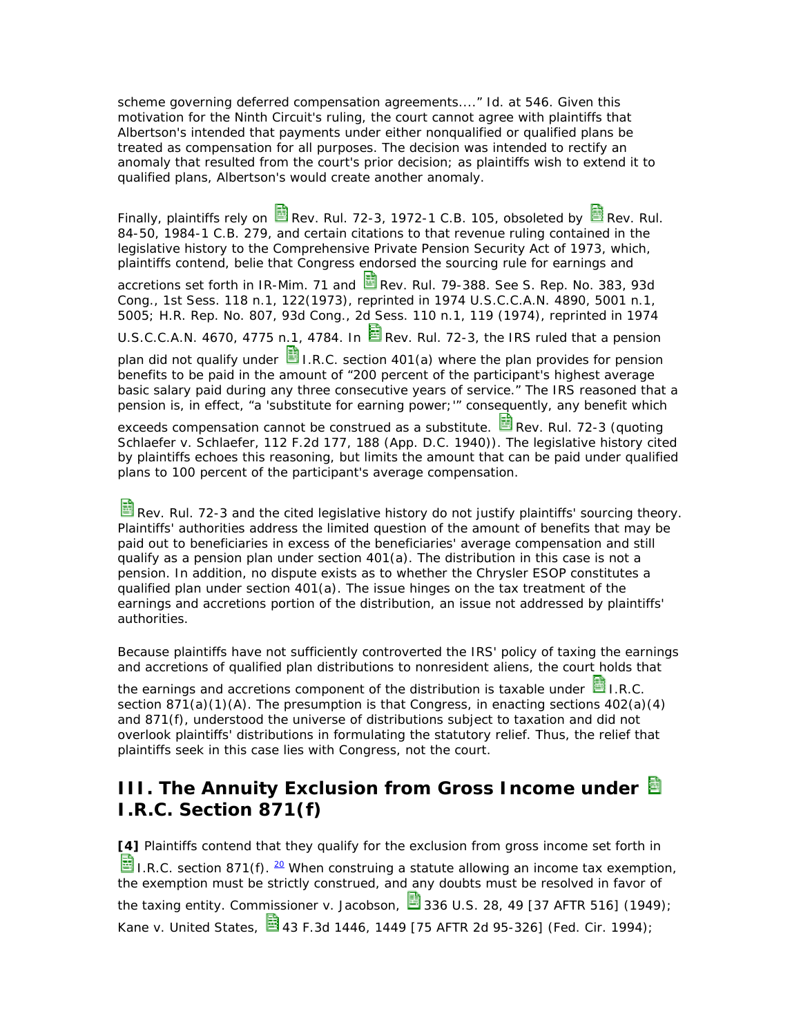scheme governing deferred compensation agreements....” Id. at 546. Given this motivation for the Ninth Circuit's ruling, the court cannot agree with plaintiffs that Albertson's intended that payments under either nonqualified or qualified plans be treated as compensation for all purposes. The decision was intended to rectify an anomaly that resulted from the court's prior decision; as plaintiffs wish to extend it to qualified plans, Albertson's would create another anomaly.

Finally, plaintiffs rely on Rev. Rul. 72-3, 1972-1 C.B. 105, obsoleted by Rev. Rul. 84-50, 1984-1 C.B. 279, and certain citations to that revenue ruling contained in the legislative history to the Comprehensive Private Pension Security Act of 1973, which, plaintiffs contend, belie that Congress endorsed the sourcing rule for earnings and accretions set forth in IR-Mim. 71 and Rev. Rul. 79-388. See S. Rep. No. 383, 93d Cong., 1st Sess. 118 n.1, 122(1973), reprinted in 1974 U.S.C.C.A.N. 4890, 5001 n.1, 5005; H.R. Rep. No. 807, 93d Cong., 2d Sess. 110 n.1, 119 (1974), reprinted in 1974 U.S.C.C.A.N. 4670, 4775 n.1, 4784. In Rev. Rul. 72-3, the IRS ruled that a pension plan did not qualify under I.R.C. section 401(a) where the plan provides for pension benefits to be paid in the amount of “200 percent of the participant's highest average basic salary paid during any three consecutive years of service.” The IRS reasoned that a pension is, in effect, “a 'substitute for earning power;'” consequently, any benefit which exceeds compensation cannot be construed as a substitute. Rev. Rul. 72-3 (quoting Schlaefer v. Schlaefer, 112 F.2d 177, 188 (App. D.C. 1940)). The legislative history cited by plaintiffs echoes this reasoning, but limits the amount that can be paid under qualified plans to 100 percent of the participant's average compensation.

Rev. Rul. 72-3 and the cited legislative history do not justify plaintiffs' sourcing theory. Plaintiffs' authorities address the limited question of the amount of benefits that may be paid out to beneficiaries in excess of the beneficiaries' average compensation and still qualify as a pension plan under section 401(a). The distribution in this case is not a pension. In addition, no dispute exists as to whether the Chrysler ESOP constitutes a qualified plan under section 401(a). The issue hinges on the tax treatment of the earnings and accretions portion of the distribution, an issue not addressed by plaintiffs' authorities.

Because plaintiffs have not sufficiently controverted the IRS' policy of taxing the earnings and accretions of qualified plan distributions to nonresident aliens, the court holds that the earnings and accretions component of the distribution is taxable under I.R.C. section 871(a)(1)(A). The presumption is that Congress, in enacting sections 402(a)(4) and 871(f), understood the universe of distributions subject to taxation and did not overlook plaintiffs' distributions in formulating the statutory relief. Thus, the relief that plaintiffs seek in this case lies with Congress, not the court.

## III. The Annuity Exclusion from Gross Income under I.R.C. Section 871(f)

**[4]** Plaintiffs contend that they qualify for the exclusion from gross income set forth in I.R.C. section 871(f). [20] When construing a statute allowing an income tax exemption, the exemption must be strictly construed, and any doubts must be resolved in favor of the taxing entity. Commissioner v. Jacobson, 336 U.S. 28, 49 [37 AFTR 516] (1949); Kane v. United States, 43 F.3d 1446, 1449 [75 AFTR 2d 95-326] (Fed. Cir. 1994);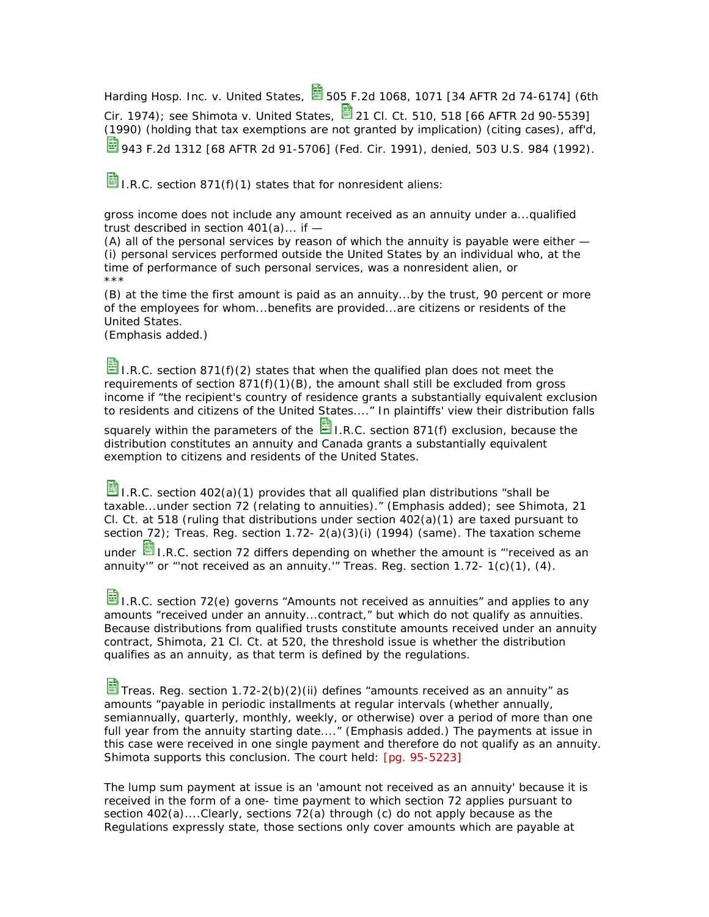Harding Hosp. Inc. v. United States, 505 F.2d 1068, 1071 [34 AFTR 2d 74-6174] (6th Cir. 1974); see Shimota v. United States, 21 Cl. Ct. 510, 518 [66 AFTR 2d 90-5539] (1990) (holding that tax exemptions are not granted by implication) (citing cases), aff'd, 943 F.2d 1312 [68 AFTR 2d 91-5706] (Fed. Cir. 1991), denied, 503 U.S. 984 (1992).

I.R.C. section 871(f)(1) states that for nonresident aliens:

gross income does not include any amount received as an annuity under a...qualified trust described in section 401(a)... if —
(A) all of the personal services by reason of which the annuity is payable were either —
(i) personal services performed outside the United States by an individual who, at the time of performance of such personal services, was a nonresident alien, or
***
(B) at the time the first amount is paid as an annuity...by the trust, 90 percent or more of the employees for whom...benefits are provided...are citizens or residents of the United States.
(Emphasis added.)

I.R.C. section 871(f)(2) states that when the qualified plan does not meet the requirements of section 871(f)(1)(B), the amount shall still be excluded from gross income if "the recipient's country of residence grants a substantially equivalent exclusion to residents and citizens of the United States...." In plaintiffs' view their distribution falls squarely within the parameters of the I.R.C. section 871(f) exclusion, because the distribution constitutes an annuity and Canada grants a substantially equivalent exemption to citizens and residents of the United States.

I.R.C. section 402(a)(1) provides that all qualified plan distributions "shall be taxable...under section 72 (relating to annuities)." (Emphasis added); see Shimota, 21 Cl. Ct. at 518 (ruling that distributions under section 402(a)(1) are taxed pursuant to section 72); Treas. Reg. section 1.72- 2(a)(3)(i) (1994) (same). The taxation scheme under I.R.C. section 72 differs depending on whether the amount is "'received as an annuity'" or "'not received as an annuity.'" Treas. Reg. section 1.72- 1(c)(1), (4).

I.R.C. section 72(e) governs "Amounts not received as annuities" and applies to any amounts "received under an annuity...contract," but which do not qualify as annuities. Because distributions from qualified trusts constitute amounts received under an annuity contract, Shimota, 21 Cl. Ct. at 520, the threshold issue is whether the distribution qualifies as an annuity, as that term is defined by the regulations.

Treas. Reg. section 1.72-2(b)(2)(ii) defines "amounts received as an annuity" as amounts "payable in periodic installments at regular intervals (whether annually, semiannually, quarterly, monthly, weekly, or otherwise) over a period of more than one full year from the annuity starting date...." (Emphasis added.) The payments at issue in this case were received in one single payment and therefore do not qualify as an annuity. Shimota supports this conclusion. The court held: [pg. 95-5223]

The lump sum payment at issue is an 'amount not received as an annuity' because it is received in the form of a one- time payment to which section 72 applies pursuant to section 402(a)....Clearly, sections 72(a) through (c) do not apply because as the Regulations expressly state, those sections only cover amounts which are payable at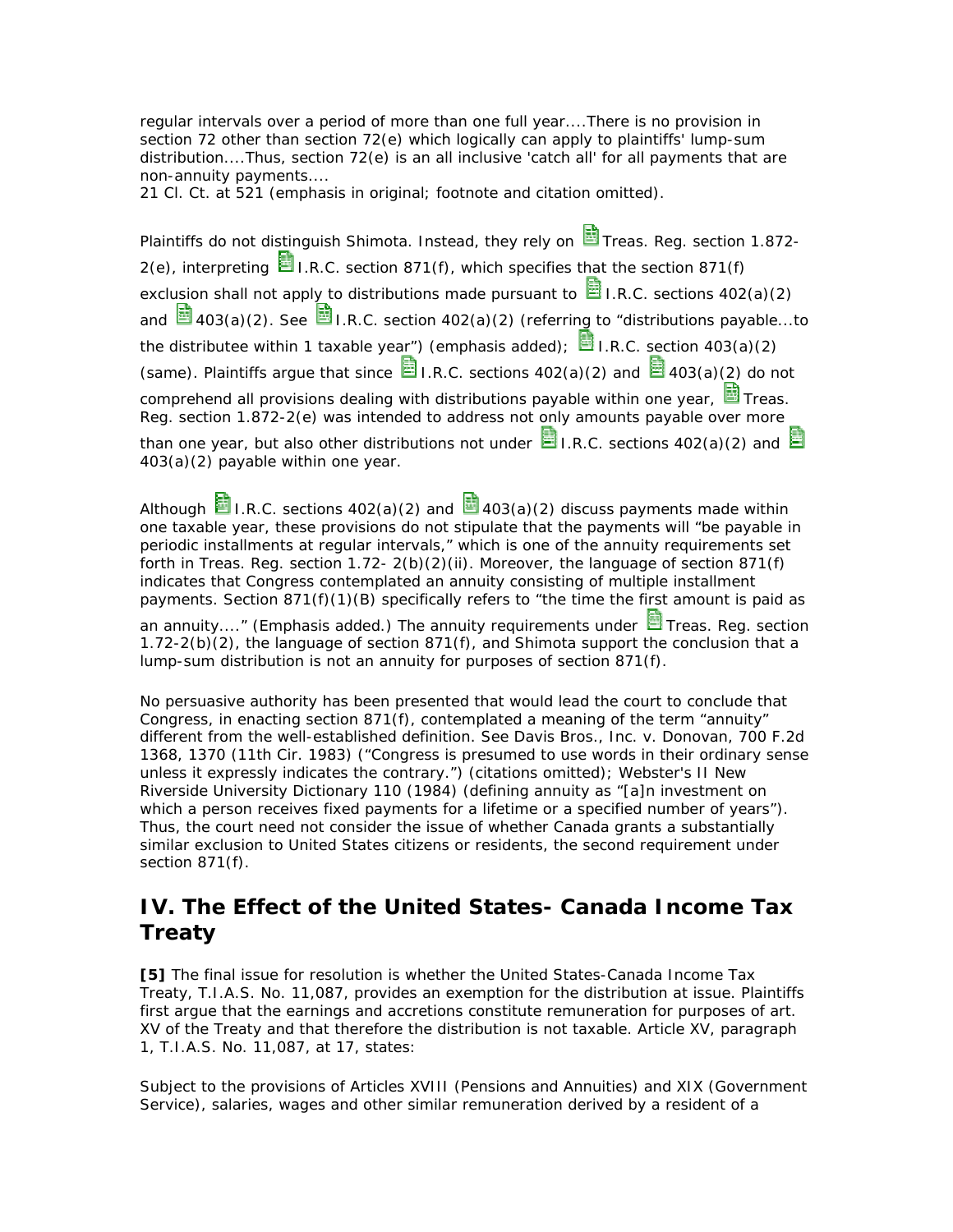regular intervals over a period of more than one full year....There is no provision in section 72 other than section 72(e) which logically can apply to plaintiffs' lump-sum distribution....Thus, section 72(e) is an all inclusive 'catch all' for all payments that are non-annuity payments....

21 Cl. Ct. at 521 (emphasis in original; footnote and citation omitted).

Plaintiffs do not distinguish Shimota. Instead, they rely on Treas. Reg. section 1.872-2(e), interpreting I.R.C. section 871(f), which specifies that the section 871(f) exclusion shall not apply to distributions made pursuant to I.R.C. sections 402(a)(2) and 403(a)(2). See I.R.C. section 402(a)(2) (referring to "distributions payable...to the distributee within 1 taxable year") (emphasis added); I.R.C. section 403(a)(2) (same). Plaintiffs argue that since I.R.C. sections 402(a)(2) and 403(a)(2) do not comprehend all provisions dealing with distributions payable within one year, Treas. Reg. section 1.872-2(e) was intended to address not only amounts payable over more than one year, but also other distributions not under I.R.C. sections 402(a)(2) and 403(a)(2) payable within one year.

Although I.R.C. sections 402(a)(2) and 403(a)(2) discuss payments made within one taxable year, these provisions do not stipulate that the payments will "be payable in periodic installments at regular intervals," which is one of the annuity requirements set forth in Treas. Reg. section 1.72- 2(b)(2)(ii). Moreover, the language of section 871(f) indicates that Congress contemplated an annuity consisting of multiple installment payments. Section 871(f)(1)(B) specifically refers to "the time the first amount is paid as an annuity...." (Emphasis added.) The annuity requirements under Treas. Reg. section 1.72-2(b)(2), the language of section 871(f), and Shimota support the conclusion that a lump-sum distribution is not an annuity for purposes of section 871(f).

No persuasive authority has been presented that would lead the court to conclude that Congress, in enacting section 871(f), contemplated a meaning of the term "annuity" different from the well-established definition. See Davis Bros., Inc. v. Donovan, 700 F.2d 1368, 1370 (11th Cir. 1983) ("Congress is presumed to use words in their ordinary sense unless it expressly indicates the contrary.") (citations omitted); Webster's II New Riverside University Dictionary 110 (1984) (defining annuity as "[a]n investment on which a person receives fixed payments for a lifetime or a specified number of years"). Thus, the court need not consider the issue of whether Canada grants a substantially similar exclusion to United States citizens or residents, the second requirement under section 871(f).

## IV. The Effect of the United States- Canada Income Tax Treaty

**[5]** The final issue for resolution is whether the United States-Canada Income Tax Treaty, T.I.A.S. No. 11,087, provides an exemption for the distribution at issue. Plaintiffs first argue that the earnings and accretions constitute remuneration for purposes of art. XV of the Treaty and that therefore the distribution is not taxable. Article XV, paragraph 1, T.I.A.S. No. 11,087, at 17, states:

Subject to the provisions of Articles XVIII (Pensions and Annuities) and XIX (Government Service), salaries, wages and other similar remuneration derived by a resident of a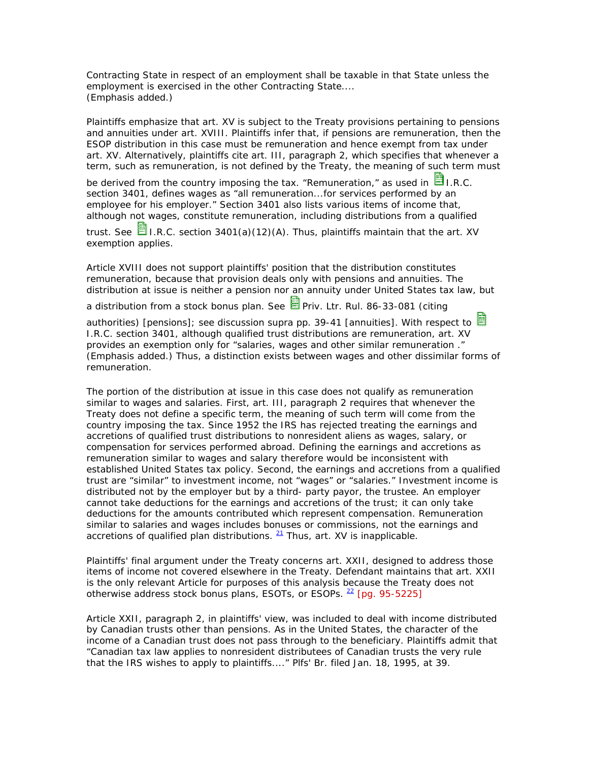Contracting State in respect of an employment shall be taxable in that State unless the employment is exercised in the other Contracting State....
(Emphasis added.)

Plaintiffs emphasize that art. XV is subject to the Treaty provisions pertaining to pensions and annuities under art. XVIII. Plaintiffs infer that, if pensions are remuneration, then the ESOP distribution in this case must be remuneration and hence exempt from tax under art. XV. Alternatively, plaintiffs cite art. III, paragraph 2, which specifies that whenever a term, such as remuneration, is not defined by the Treaty, the meaning of such term must be derived from the country imposing the tax. "Remuneration," as used in I.R.C. section 3401, defines wages as "all remuneration...for services performed by an employee for his employer." Section 3401 also lists various items of income that, although not wages, constitute remuneration, including distributions from a qualified trust. See I.R.C. section 3401(a)(12)(A). Thus, plaintiffs maintain that the art. XV exemption applies.

Article XVIII does not support plaintiffs' position that the distribution constitutes remuneration, because that provision deals only with pensions and annuities. The distribution at issue is neither a pension nor an annuity under United States tax law, but a distribution from a stock bonus plan. See Priv. Ltr. Rul. 86-33-081 (citing authorities) [pensions]; see discussion supra pp. 39-41 [annuities]. With respect to I.R.C. section 3401, although qualified trust distributions are remuneration, art. XV provides an exemption only for "salaries, wages and other similar remuneration ." (Emphasis added.) Thus, a distinction exists between wages and other dissimilar forms of remuneration.

The portion of the distribution at issue in this case does not qualify as remuneration similar to wages and salaries. First, art. III, paragraph 2 requires that whenever the Treaty does not define a specific term, the meaning of such term will come from the country imposing the tax. Since 1952 the IRS has rejected treating the earnings and accretions of qualified trust distributions to nonresident aliens as wages, salary, or compensation for services performed abroad. Defining the earnings and accretions as remuneration similar to wages and salary therefore would be inconsistent with established United States tax policy. Second, the earnings and accretions from a qualified trust are "similar" to investment income, not "wages" or "salaries." Investment income is distributed not by the employer but by a third- party payor, the trustee. An employer cannot take deductions for the earnings and accretions of the trust; it can only take deductions for the amounts contributed which represent compensation. Remuneration similar to salaries and wages includes bonuses or commissions, not the earnings and accretions of qualified plan distributions. [21] Thus, art. XV is inapplicable.

Plaintiffs' final argument under the Treaty concerns art. XXII, designed to address those items of income not covered elsewhere in the Treaty. Defendant maintains that art. XXII is the only relevant Article for purposes of this analysis because the Treaty does not otherwise address stock bonus plans, ESOTs, or ESOPs. [22] [pg. 95-5225]

Article XXII, paragraph 2, in plaintiffs' view, was included to deal with income distributed by Canadian trusts other than pensions. As in the United States, the character of the income of a Canadian trust does not pass through to the beneficiary. Plaintiffs admit that "Canadian tax law applies to nonresident distributees of Canadian trusts the very rule that the IRS wishes to apply to plaintiffs...." Plfs' Br. filed Jan. 18, 1995, at 39.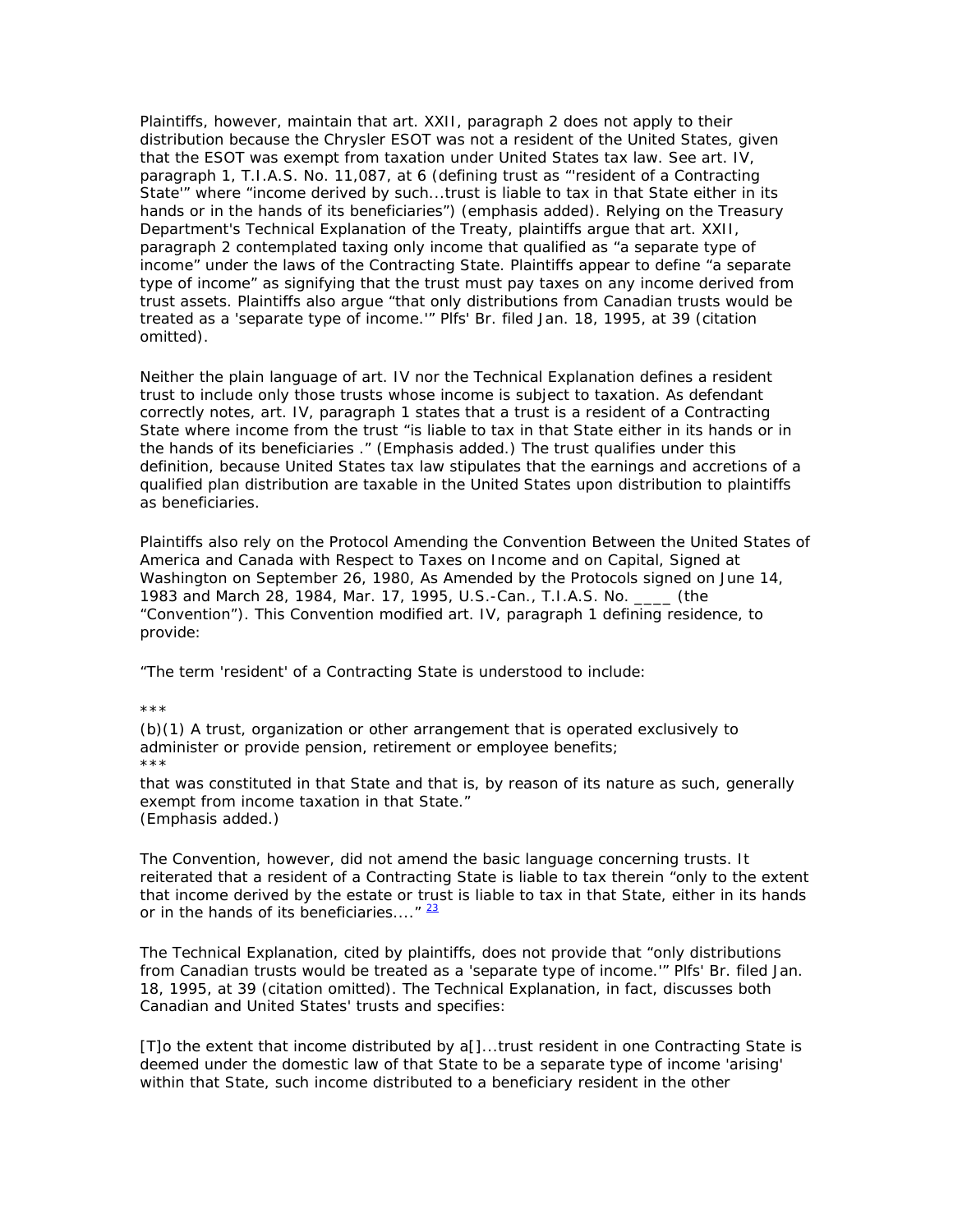Plaintiffs, however, maintain that art. XXII, paragraph 2 does not apply to their distribution because the Chrysler ESOT was not a resident of the United States, given that the ESOT was exempt from taxation under United States tax law. See art. IV, paragraph 1, T.I.A.S. No. 11,087, at 6 (defining trust as "'resident of a Contracting State'" where "income derived by such...trust is liable to tax in that State either in its hands or in the hands of its beneficiaries") (emphasis added). Relying on the Treasury Department's Technical Explanation of the Treaty, plaintiffs argue that art. XXII, paragraph 2 contemplated taxing only income that qualified as "a separate type of income" under the laws of the Contracting State. Plaintiffs appear to define "a separate type of income" as signifying that the trust must pay taxes on any income derived from trust assets. Plaintiffs also argue "that only distributions from Canadian trusts would be treated as a 'separate type of income.'" Plfs' Br. filed Jan. 18, 1995, at 39 (citation omitted).

Neither the plain language of art. IV nor the Technical Explanation defines a resident trust to include only those trusts whose income is subject to taxation. As defendant correctly notes, art. IV, paragraph 1 states that a trust is a resident of a Contracting State where income from the trust "is liable to tax in that State either in its hands or in the hands of its beneficiaries ." (Emphasis added.) The trust qualifies under this definition, because United States tax law stipulates that the earnings and accretions of a qualified plan distribution are taxable in the United States upon distribution to plaintiffs as beneficiaries.

Plaintiffs also rely on the Protocol Amending the Convention Between the United States of America and Canada with Respect to Taxes on Income and on Capital, Signed at Washington on September 26, 1980, As Amended by the Protocols signed on June 14, 1983 and March 28, 1984, Mar. 17, 1995, U.S.-Can., T.I.A.S. No. ____ (the "Convention"). This Convention modified art. IV, paragraph 1 defining residence, to provide:

"The term 'resident' of a Contracting State is understood to include:

***

(b)(1) A trust, organization or other arrangement that is operated exclusively to administer or provide pension, retirement or employee benefits;

***

that was constituted in that State and that is, by reason of its nature as such, generally exempt from income taxation in that State."
(Emphasis added.)

The Convention, however, did not amend the basic language concerning trusts. It reiterated that a resident of a Contracting State is liable to tax therein "only to the extent that income derived by the estate or trust is liable to tax in that State, either in its hands or in the hands of its beneficiaries...." [23]

The Technical Explanation, cited by plaintiffs, does not provide that "only distributions from Canadian trusts would be treated as a 'separate type of income.'" Plfs' Br. filed Jan. 18, 1995, at 39 (citation omitted). The Technical Explanation, in fact, discusses both Canadian and United States' trusts and specifies:

[T]o the extent that income distributed by a[]...trust resident in one Contracting State is deemed under the domestic law of that State to be a separate type of income 'arising' within that State, such income distributed to a beneficiary resident in the other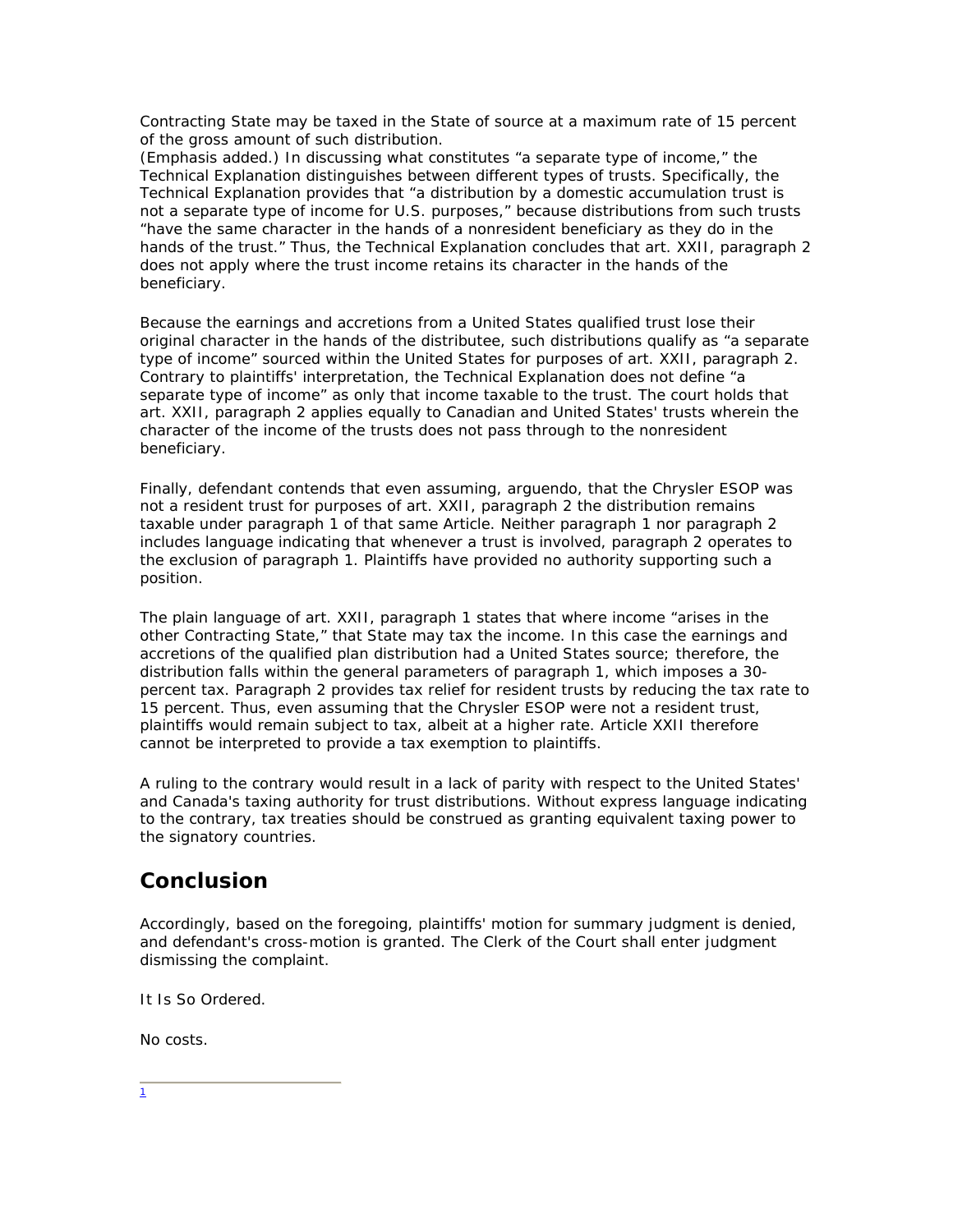Contracting State may be taxed in the State of source at a maximum rate of 15 percent of the gross amount of such distribution.

(Emphasis added.) In discussing what constitutes "a separate type of income," the Technical Explanation distinguishes between different types of trusts. Specifically, the Technical Explanation provides that "a distribution by a domestic accumulation trust is not a separate type of income for U.S. purposes," because distributions from such trusts "have the same character in the hands of a nonresident beneficiary as they do in the hands of the trust." Thus, the Technical Explanation concludes that art. XXII, paragraph 2 does not apply where the trust income retains its character in the hands of the beneficiary.

Because the earnings and accretions from a United States qualified trust lose their original character in the hands of the distributee, such distributions qualify as "a separate type of income" sourced within the United States for purposes of art. XXII, paragraph 2. Contrary to plaintiffs' interpretation, the Technical Explanation does not define "a separate type of income" as only that income taxable to the trust. The court holds that art. XXII, paragraph 2 applies equally to Canadian and United States' trusts wherein the character of the income of the trusts does not pass through to the nonresident beneficiary.

Finally, defendant contends that even assuming, arguendo, that the Chrysler ESOP was not a resident trust for purposes of art. XXII, paragraph 2 the distribution remains taxable under paragraph 1 of that same Article. Neither paragraph 1 nor paragraph 2 includes language indicating that whenever a trust is involved, paragraph 2 operates to the exclusion of paragraph 1. Plaintiffs have provided no authority supporting such a position.

The plain language of art. XXII, paragraph 1 states that where income "arises in the other Contracting State," that State may tax the income. In this case the earnings and accretions of the qualified plan distribution had a United States source; therefore, the distribution falls within the general parameters of paragraph 1, which imposes a 30-percent tax. Paragraph 2 provides tax relief for resident trusts by reducing the tax rate to 15 percent. Thus, even assuming that the Chrysler ESOP were not a resident trust, plaintiffs would remain subject to tax, albeit at a higher rate. Article XXII therefore cannot be interpreted to provide a tax exemption to plaintiffs.

A ruling to the contrary would result in a lack of parity with respect to the United States' and Canada's taxing authority for trust distributions. Without express language indicating to the contrary, tax treaties should be construed as granting equivalent taxing power to the signatory countries.

## Conclusion

Accordingly, based on the foregoing, plaintiffs' motion for summary judgment is denied, and defendant's cross-motion is granted. The Clerk of the Court shall enter judgment dismissing the complaint.

It Is So Ordered.

No costs.

---

1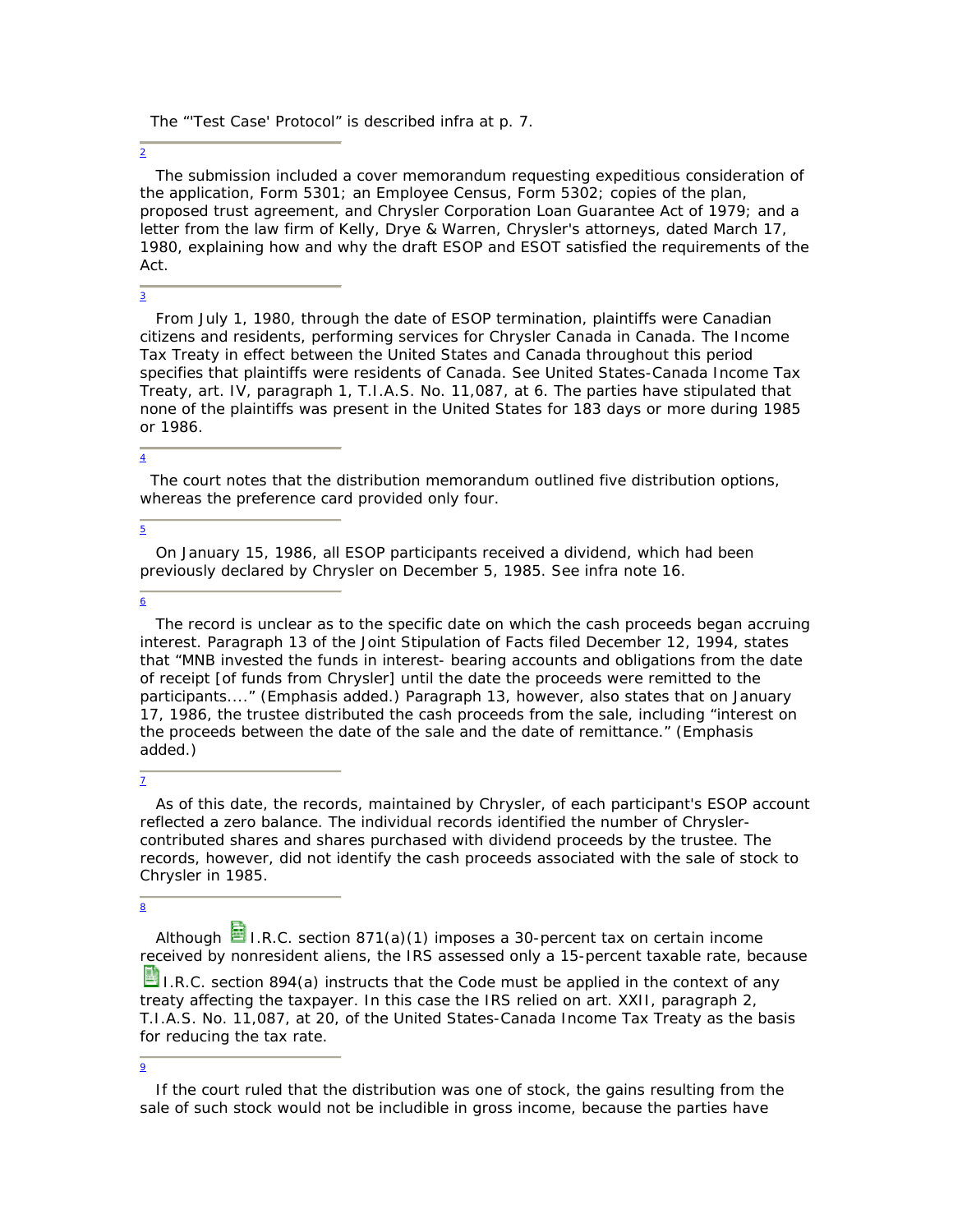The "'Test Case' Protocol" is described infra at p. 7.

2

The submission included a cover memorandum requesting expeditious consideration of the application, Form 5301; an Employee Census, Form 5302; copies of the plan, proposed trust agreement, and Chrysler Corporation Loan Guarantee Act of 1979; and a letter from the law firm of Kelly, Drye & Warren, Chrysler's attorneys, dated March 17, 1980, explaining how and why the draft ESOP and ESOT satisfied the requirements of the Act.

3

From July 1, 1980, through the date of ESOP termination, plaintiffs were Canadian citizens and residents, performing services for Chrysler Canada in Canada. The Income Tax Treaty in effect between the United States and Canada throughout this period specifies that plaintiffs were residents of Canada. See United States-Canada Income Tax Treaty, art. IV, paragraph 1, T.I.A.S. No. 11,087, at 6. The parties have stipulated that none of the plaintiffs was present in the United States for 183 days or more during 1985 or 1986.

4

The court notes that the distribution memorandum outlined five distribution options, whereas the preference card provided only four.

5

On January 15, 1986, all ESOP participants received a dividend, which had been previously declared by Chrysler on December 5, 1985. See infra note 16.

6

The record is unclear as to the specific date on which the cash proceeds began accruing interest. Paragraph 13 of the Joint Stipulation of Facts filed December 12, 1994, states that "MNB invested the funds in interest- bearing accounts and obligations from the date of receipt [of funds from Chrysler] until the date the proceeds were remitted to the participants...." (Emphasis added.) Paragraph 13, however, also states that on January 17, 1986, the trustee distributed the cash proceeds from the sale, including "interest on the proceeds between the date of the sale and the date of remittance." (Emphasis added.)

7

As of this date, the records, maintained by Chrysler, of each participant's ESOP account reflected a zero balance. The individual records identified the number of Chrysler-contributed shares and shares purchased with dividend proceeds by the trustee. The records, however, did not identify the cash proceeds associated with the sale of stock to Chrysler in 1985.

8

Although I.R.C. section 871(a)(1) imposes a 30-percent tax on certain income received by nonresident aliens, the IRS assessed only a 15-percent taxable rate, because I.R.C. section 894(a) instructs that the Code must be applied in the context of any treaty affecting the taxpayer. In this case the IRS relied on art. XXII, paragraph 2, T.I.A.S. No. 11,087, at 20, of the United States-Canada Income Tax Treaty as the basis for reducing the tax rate.

9

If the court ruled that the distribution was one of stock, the gains resulting from the sale of such stock would not be includible in gross income, because the parties have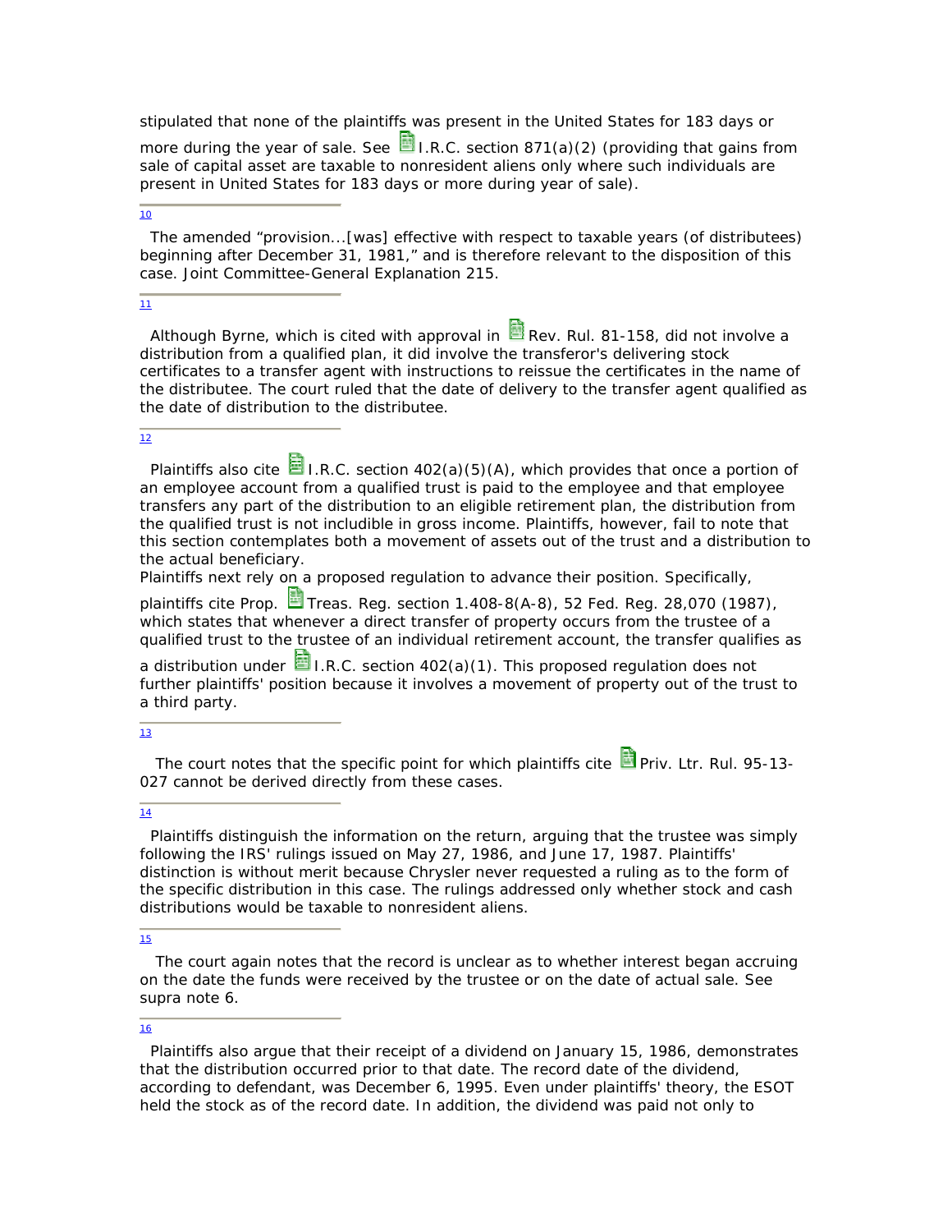stipulated that none of the plaintiffs was present in the United States for 183 days or more during the year of sale. See I.R.C. section 871(a)(2) (providing that gains from sale of capital asset are taxable to nonresident aliens only where such individuals are present in United States for 183 days or more during year of sale).

---

10

The amended "provision...[was] effective with respect to taxable years (of distributees) beginning after December 31, 1981," and is therefore relevant to the disposition of this case. Joint Committee-General Explanation 215.

---

11

Although Byrne, which is cited with approval in Rev. Rul. 81-158, did not involve a distribution from a qualified plan, it did involve the transferor's delivering stock certificates to a transfer agent with instructions to reissue the certificates in the name of the distributee. The court ruled that the date of delivery to the transfer agent qualified as the date of distribution to the distributee.

---

12

Plaintiffs also cite I.R.C. section 402(a)(5)(A), which provides that once a portion of an employee account from a qualified trust is paid to the employee and that employee transfers any part of the distribution to an eligible retirement plan, the distribution from the qualified trust is not includible in gross income. Plaintiffs, however, fail to note that this section contemplates both a movement of assets out of the trust and a distribution to the actual beneficiary.

Plaintiffs next rely on a proposed regulation to advance their position. Specifically, plaintiffs cite Prop. Treas. Reg. section 1.408-8(A-8), 52 Fed. Reg. 28,070 (1987), which states that whenever a direct transfer of property occurs from the trustee of a qualified trust to the trustee of an individual retirement account, the transfer qualifies as a distribution under I.R.C. section 402(a)(1). This proposed regulation does not further plaintiffs' position because it involves a movement of property out of the trust to a third party.

---

13

The court notes that the specific point for which plaintiffs cite Priv. Ltr. Rul. 95-13-027 cannot be derived directly from these cases.

---

14

Plaintiffs distinguish the information on the return, arguing that the trustee was simply following the IRS' rulings issued on May 27, 1986, and June 17, 1987. Plaintiffs' distinction is without merit because Chrysler never requested a ruling as to the form of the specific distribution in this case. The rulings addressed only whether stock and cash distributions would be taxable to nonresident aliens.

---

15

The court again notes that the record is unclear as to whether interest began accruing on the date the funds were received by the trustee or on the date of actual sale. See supra note 6.

---

16

Plaintiffs also argue that their receipt of a dividend on January 15, 1986, demonstrates that the distribution occurred prior to that date. The record date of the dividend, according to defendant, was December 6, 1995. Even under plaintiffs' theory, the ESOT held the stock as of the record date. In addition, the dividend was paid not only to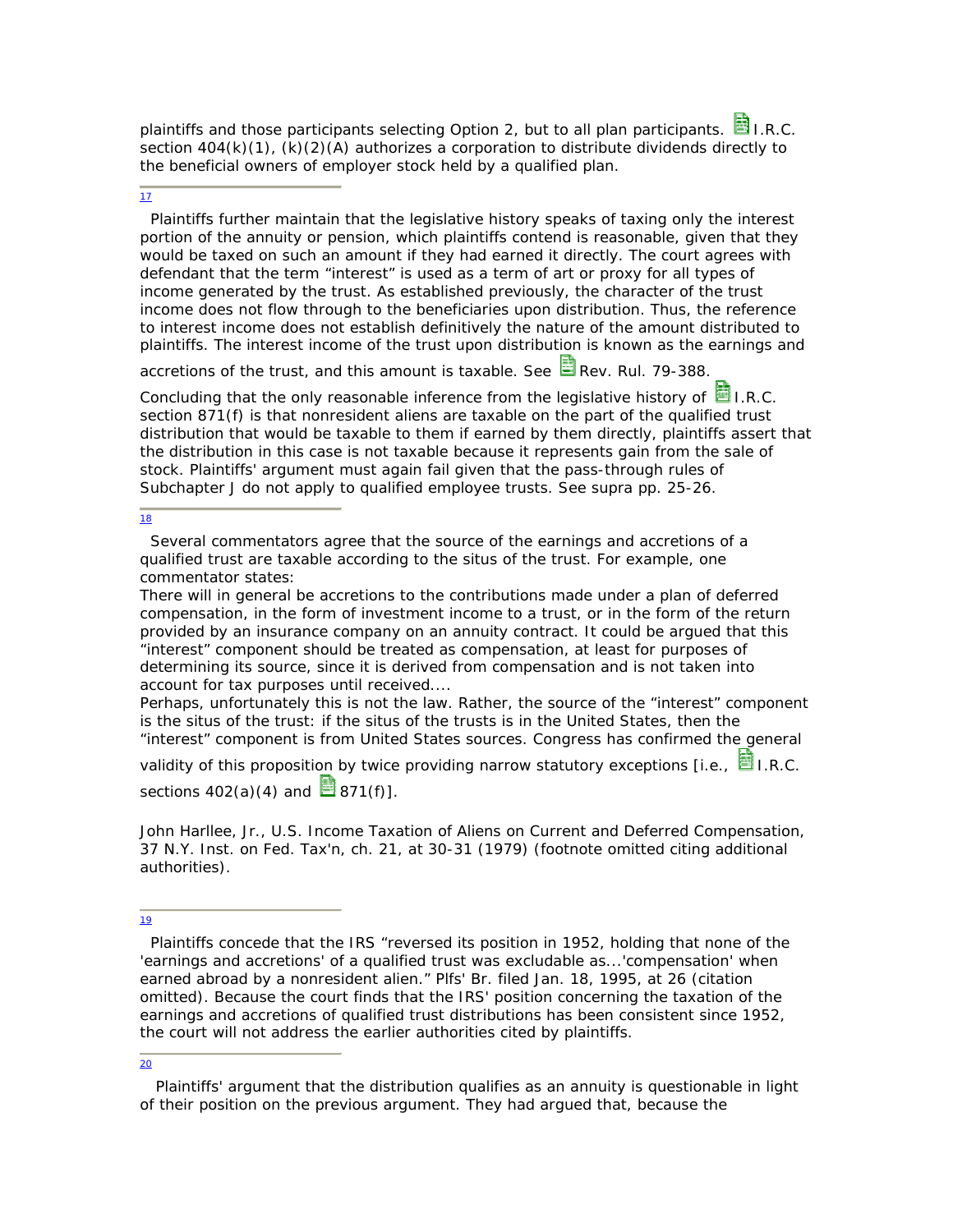plaintiffs and those participants selecting Option 2, but to all plan participants. I.R.C. section 404(k)(1), (k)(2)(A) authorizes a corporation to distribute dividends directly to the beneficial owners of employer stock held by a qualified plan.

---

17

Plaintiffs further maintain that the legislative history speaks of taxing only the interest portion of the annuity or pension, which plaintiffs contend is reasonable, given that they would be taxed on such an amount if they had earned it directly. The court agrees with defendant that the term “interest” is used as a term of art or proxy for all types of income generated by the trust. As established previously, the character of the trust income does not flow through to the beneficiaries upon distribution. Thus, the reference to interest income does not establish definitively the nature of the amount distributed to plaintiffs. The interest income of the trust upon distribution is known as the earnings and accretions of the trust, and this amount is taxable. See Rev. Rul. 79-388.

Concluding that the only reasonable inference from the legislative history of I.R.C. section 871(f) is that nonresident aliens are taxable on the part of the qualified trust distribution that would be taxable to them if earned by them directly, plaintiffs assert that the distribution in this case is not taxable because it represents gain from the sale of stock. Plaintiffs' argument must again fail given that the pass-through rules of Subchapter J do not apply to qualified employee trusts. See supra pp. 25-26.

---

18

Several commentators agree that the source of the earnings and accretions of a qualified trust are taxable according to the situs of the trust. For example, one commentator states:

There will in general be accretions to the contributions made under a plan of deferred compensation, in the form of investment income to a trust, or in the form of the return provided by an insurance company on an annuity contract. It could be argued that this “interest” component should be treated as compensation, at least for purposes of determining its source, since it is derived from compensation and is not taken into account for tax purposes until received....

Perhaps, unfortunately this is not the law. Rather, the source of the “interest” component is the situs of the trust: if the situs of the trusts is in the United States, then the “interest” component is from United States sources. Congress has confirmed the general validity of this proposition by twice providing narrow statutory exceptions [i.e., I.R.C. sections 402(a)(4) and 871(f)].

John Harllee, Jr., U.S. Income Taxation of Aliens on Current and Deferred Compensation, 37 N.Y. Inst. on Fed. Tax'n, ch. 21, at 30-31 (1979) (footnote omitted citing additional authorities).

---

19

Plaintiffs concede that the IRS “reversed its position in 1952, holding that none of the 'earnings and accretions' of a qualified trust was excludable as...'compensation' when earned abroad by a nonresident alien.” Plfs' Br. filed Jan. 18, 1995, at 26 (citation omitted). Because the court finds that the IRS' position concerning the taxation of the earnings and accretions of qualified trust distributions has been consistent since 1952, the court will not address the earlier authorities cited by plaintiffs.

---

20

Plaintiffs' argument that the distribution qualifies as an annuity is questionable in light of their position on the previous argument. They had argued that, because the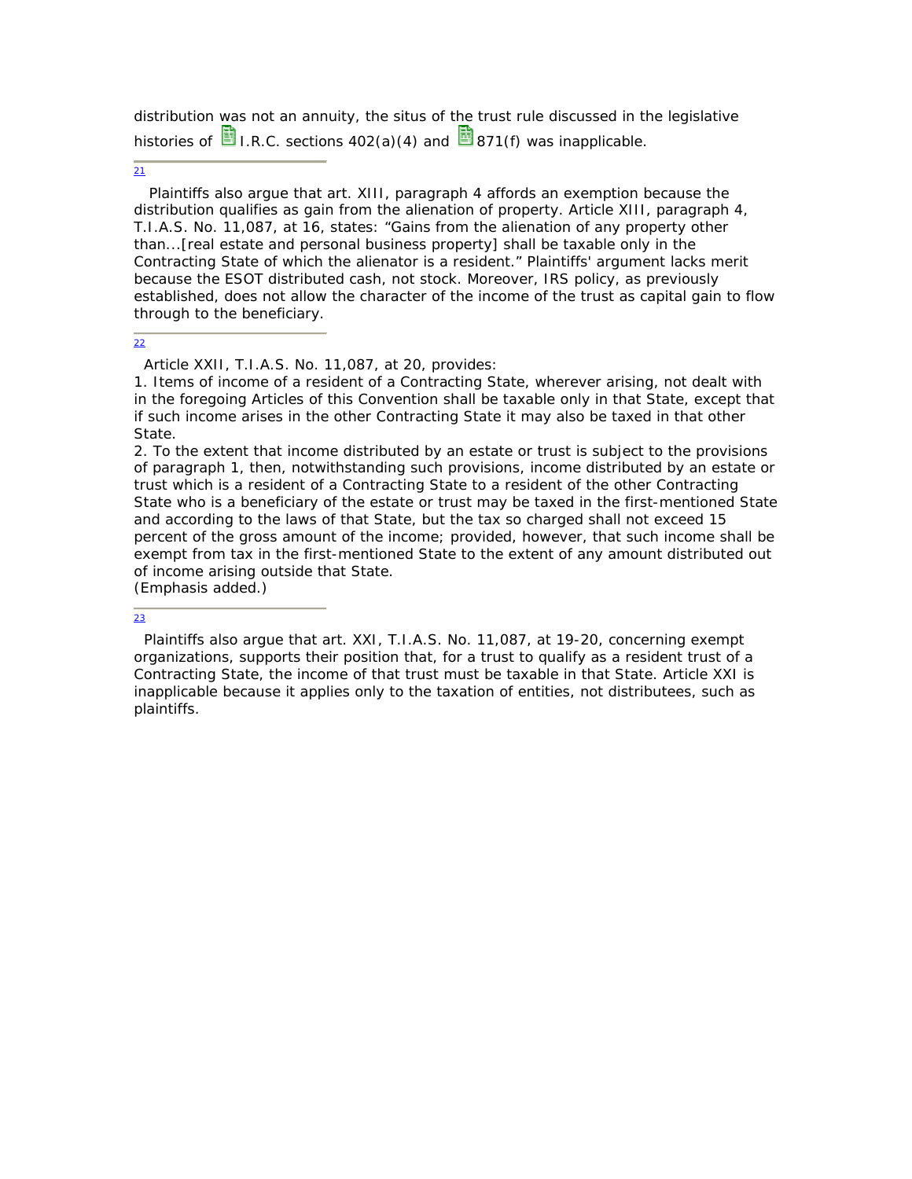distribution was not an annuity, the situs of the trust rule discussed in the legislative histories of I.R.C. sections 402(a)(4) and 871(f) was inapplicable.

---

21

Plaintiffs also argue that art. XIII, paragraph 4 affords an exemption because the distribution qualifies as gain from the alienation of property. Article XIII, paragraph 4, T.I.A.S. No. 11,087, at 16, states: "Gains from the alienation of any property other than...[real estate and personal business property] shall be taxable only in the Contracting State of which the alienator is a resident." Plaintiffs' argument lacks merit because the ESOT distributed cash, not stock. Moreover, IRS policy, as previously established, does not allow the character of the income of the trust as capital gain to flow through to the beneficiary.

---

22

Article XXII, T.I.A.S. No. 11,087, at 20, provides:

1. Items of income of a resident of a Contracting State, wherever arising, not dealt with in the foregoing Articles of this Convention shall be taxable only in that State, except that if such income arises in the other Contracting State it may also be taxed in that other State.
2. To the extent that income distributed by an estate or trust is subject to the provisions of paragraph 1, then, notwithstanding such provisions, income distributed by an estate or trust which is a resident of a Contracting State to a resident of the other Contracting State who is a beneficiary of the estate or trust may be taxed in the first-mentioned State and according to the laws of that State, but the tax so charged shall not exceed 15 percent of the gross amount of the income; provided, however, that such income shall be exempt from tax in the first-mentioned State to the extent of any amount distributed out of income arising outside that State.

(Emphasis added.)

---

23

Plaintiffs also argue that art. XXI, T.I.A.S. No. 11,087, at 19-20, concerning exempt organizations, supports their position that, for a trust to qualify as a resident trust of a Contracting State, the income of that trust must be taxable in that State. Article XXI is inapplicable because it applies only to the taxation of entities, not distributees, such as plaintiffs.